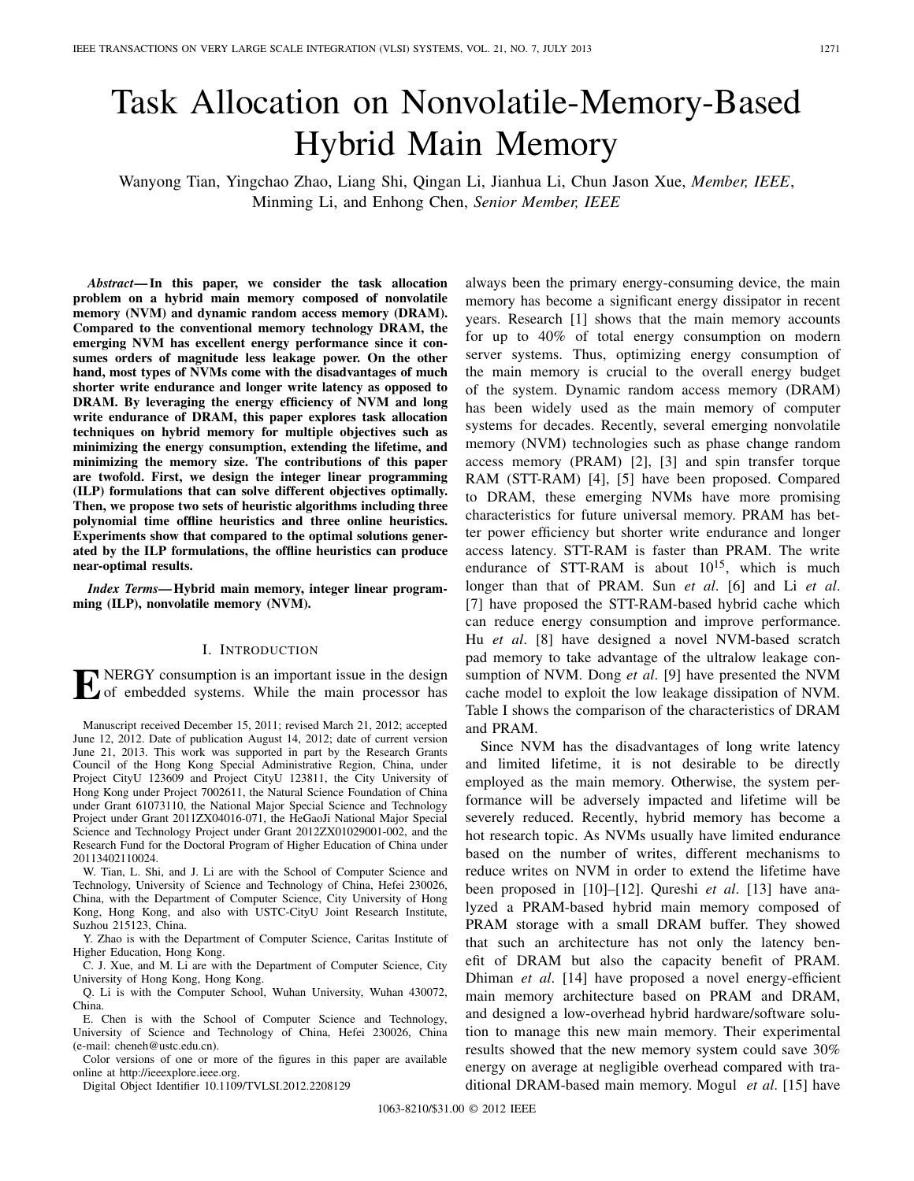# Task Allocation on Nonvolatile-Memory-Based Hybrid Main Memory

Wanyong Tian, Yingchao Zhao, Liang Shi, Qingan Li, Jianhua Li, Chun Jason Xue, *Member, IEEE*, Minming Li, and Enhong Chen, *Senior Member, IEEE*

***Abstract*— In this paper, we consider the task allocation problem on a hybrid main memory composed of nonvolatile memory (NVM) and dynamic random access memory (DRAM). Compared to the conventional memory technology DRAM, the emerging NVM has excellent energy performance since it consumes orders of magnitude less leakage power. On the other hand, most types of NVMs come with the disadvantages of much shorter write endurance and longer write latency as opposed to DRAM. By leveraging the energy efficiency of NVM and long write endurance of DRAM, this paper explores task allocation techniques on hybrid memory for multiple objectives such as minimizing the energy consumption, extending the lifetime, and minimizing the memory size. The contributions of this paper are twofold. First, we design the integer linear programming (ILP) formulations that can solve different objectives optimally. Then, we propose two sets of heuristic algorithms including three polynomial time offline heuristics and three online heuristics. Experiments show that compared to the optimal solutions generated by the ILP formulations, the offline heuristics can produce near-optimal results.**

***Index Terms*— Hybrid main memory, integer linear programming (ILP), nonvolatile memory (NVM).**

## I. Introduction

ENERGY consumption is an important issue in the design of embedded systems. While the main processor has always been the primary energy-consuming device, the main memory has become a significant energy dissipator in recent years. Research [1] shows that the main memory accounts for up to 40% of total energy consumption on modern server systems. Thus, optimizing energy consumption of the main memory is crucial to the overall energy budget of the system. Dynamic random access memory (DRAM) has been widely used as the main memory of computer systems for decades. Recently, several emerging nonvolatile memory (NVM) technologies such as phase change random access memory (PRAM) [2], [3] and spin transfer torque RAM (STT-RAM) [4], [5] have been proposed. Compared to DRAM, these emerging NVMs have more promising characteristics for future universal memory. PRAM has better power efficiency but shorter write endurance and longer access latency. STT-RAM is faster than PRAM. The write endurance of STT-RAM is about $10^{15}$, which is much longer than that of PRAM. Sun *et al*. [6] and Li *et al*. [7] have proposed the STT-RAM-based hybrid cache which can reduce energy consumption and improve performance. Hu *et al*. [8] have designed a novel NVM-based scratch pad memory to take advantage of the ultralow leakage consumption of NVM. Dong *et al*. [9] have presented the NVM cache model to exploit the low leakage dissipation of NVM. Table I shows the comparison of the characteristics of DRAM and PRAM.

Since NVM has the disadvantages of long write latency and limited lifetime, it is not desirable to be directly employed as the main memory. Otherwise, the system performance will be adversely impacted and lifetime will be severely reduced. Recently, hybrid memory has become a hot research topic. As NVMs usually have limited endurance based on the number of writes, different mechanisms to reduce writes on NVM in order to extend the lifetime have been proposed in [10]–[12]. Qureshi *et al*. [13] have analyzed a PRAM-based hybrid main memory composed of PRAM storage with a small DRAM buffer. They showed that such an architecture has not only the latency benefit of DRAM but also the capacity benefit of PRAM. Dhiman *et al*. [14] have proposed a novel energy-efficient main memory architecture based on PRAM and DRAM, and designed a low-overhead hybrid hardware/software solution to manage this new main memory. Their experimental results showed that the new memory system could save 30% energy on average at negligible overhead compared with traditional DRAM-based main memory. Mogul *et al*. [15] have

Manuscript received December 15, 2011; revised March 21, 2012; accepted June 12, 2012. Date of publication August 14, 2012; date of current version June 21, 2013. This work was supported in part by the Research Grants Council of the Hong Kong Special Administrative Region, China, under Project CityU 123609 and Project CityU 123811, the City University of Hong Kong under Project 7002611, the Natural Science Foundation of China under Grant 61073110, the National Major Special Science and Technology Project under Grant 2011ZX04016-071, the HeGaoJi National Major Special Science and Technology Project under Grant 2012ZX01029001-002, and the Research Fund for the Doctoral Program of Higher Education of China under 20113402110024.

W. Tian, L. Shi, and J. Li are with the School of Computer Science and Technology, University of Science and Technology of China, Hefei 230026, China, with the Department of Computer Science, City University of Hong Kong, Hong Kong, and also with USTC-CityU Joint Research Institute, Suzhou 215123, China.

Y. Zhao is with the Department of Computer Science, Caritas Institute of Higher Education, Hong Kong.

C. J. Xue, and M. Li are with the Department of Computer Science, City University of Hong Kong, Hong Kong.

Q. Li is with the Computer School, Wuhan University, Wuhan 430072, China.

E. Chen is with the School of Computer Science and Technology, University of Science and Technology of China, Hefei 230026, China (e-mail: cheneh@ustc.edu.cn).

Color versions of one or more of the figures in this paper are available online at http://ieeexplore.ieee.org.

Digital Object Identifier 10.1109/TVLSI.2012.2208129

1063-8210/$31.00 © 2012 IEEE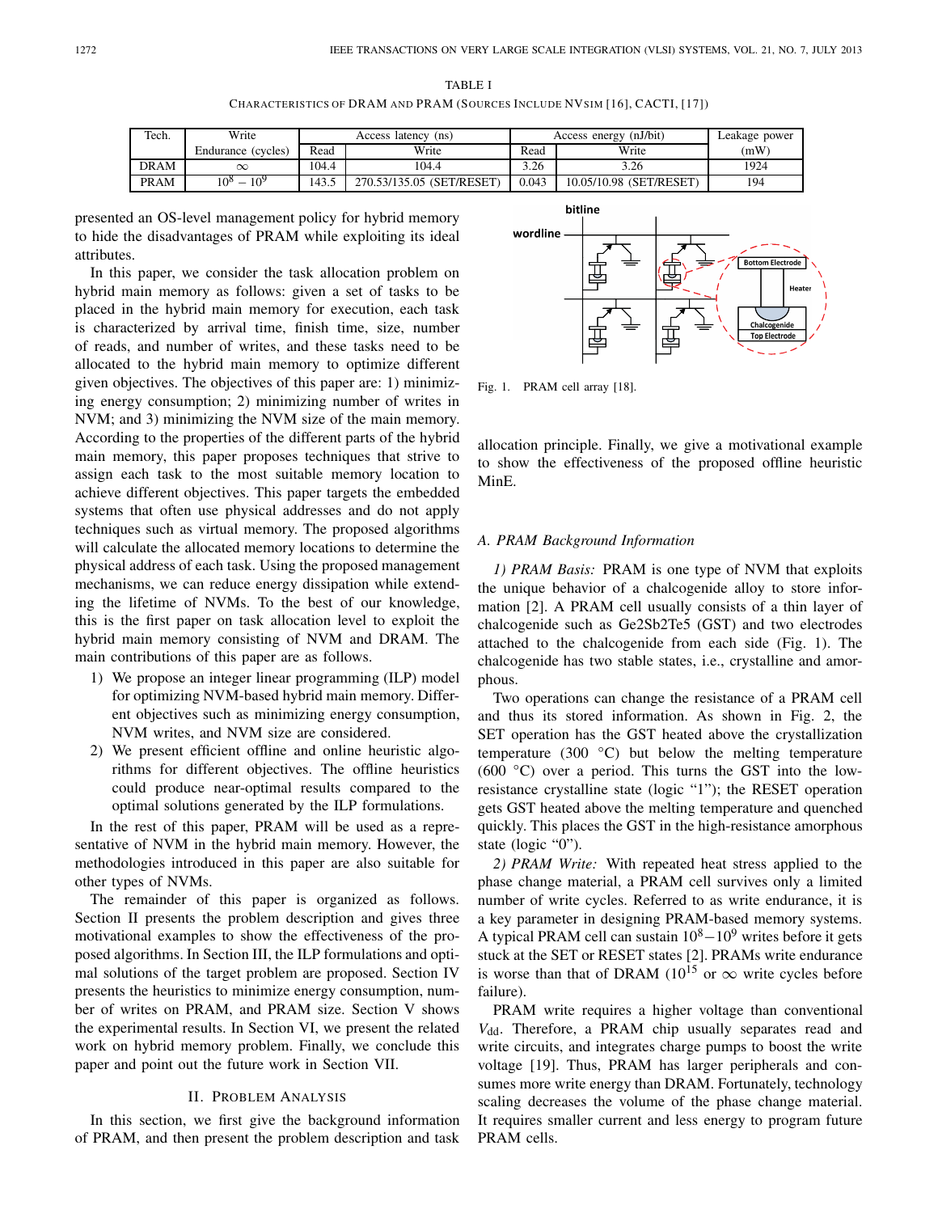TABLE I

CHARACTERISTICS OF DRAM AND PRAM (SOURCES INCLUDE NVSIM [16], CACTI, [17])

| Tech. | Write Endurance (cycles) | Access latency (ns) | | Access energy (nJ/bit) | | Leakage power (mW) |
|---|---|---|---|---|---|---|
| | | Read | Write | Read | Write | |
| DRAM | $\infty$ | 104.4 | 104.4 | 3.26 | 3.26 | 1924 |
| PRAM | $10^8 - 10^9$ | 143.5 | 270.53/135.05 (SET/RESET) | 0.043 | 10.05/10.98 (SET/RESET) | 194 |

presented an OS-level management policy for hybrid memory to hide the disadvantages of PRAM while exploiting its ideal attributes.

In this paper, we consider the task allocation problem on hybrid main memory as follows: given a set of tasks to be placed in the hybrid main memory for execution, each task is characterized by arrival time, finish time, size, number of reads, and number of writes, and these tasks need to be allocated to the hybrid main memory to optimize different given objectives. The objectives of this paper are: 1) minimizing energy consumption; 2) minimizing number of writes in NVM; and 3) minimizing the NVM size of the main memory. According to the properties of the different parts of the hybrid main memory, this paper proposes techniques that strive to assign each task to the most suitable memory location to achieve different objectives. This paper targets the embedded systems that often use physical addresses and do not apply techniques such as virtual memory. The proposed algorithms will calculate the allocated memory locations to determine the physical address of each task. Using the proposed management mechanisms, we can reduce energy dissipation while extending the lifetime of NVMs. To the best of our knowledge, this is the first paper on task allocation level to exploit the hybrid main memory consisting of NVM and DRAM. The main contributions of this paper are as follows.

1) We propose an integer linear programming (ILP) model for optimizing NVM-based hybrid main memory. Different objectives such as minimizing energy consumption, NVM writes, and NVM size are considered.
2) We present efficient offline and online heuristic algorithms for different objectives. The offline heuristics could produce near-optimal results compared to the optimal solutions generated by the ILP formulations.

In the rest of this paper, PRAM will be used as a representative of NVM in the hybrid main memory. However, the methodologies introduced in this paper are also suitable for other types of NVMs.

The remainder of this paper is organized as follows. Section II presents the problem description and gives three motivational examples to show the effectiveness of the proposed algorithms. In Section III, the ILP formulations and optimal solutions of the target problem are proposed. Section IV presents the heuristics to minimize energy consumption, number of writes on PRAM, and PRAM size. Section V shows the experimental results. In Section VI, we present the related work on hybrid memory problem. Finally, we conclude this paper and point out the future work in Section VII.

## II. PROBLEM ANALYSIS

In this section, we first give the background information of PRAM, and then present the problem description and task allocation principle. Finally, we give a motivational example to show the effectiveness of the proposed offline heuristic MinE.

Fig. 1. PRAM cell array [18].

### A. PRAM Background Information

*1) PRAM Basis:* PRAM is one type of NVM that exploits the unique behavior of a chalcogenide alloy to store information [2]. A PRAM cell usually consists of a thin layer of chalcogenide such as Ge2Sb2Te5 (GST) and two electrodes attached to the chalcogenide from each side (Fig. 1). The chalcogenide has two stable states, i.e., crystalline and amorphous.

Two operations can change the resistance of a PRAM cell and thus its stored information. As shown in Fig. 2, the SET operation has the GST heated above the crystallization temperature (300 °C) but below the melting temperature (600 °C) over a period. This turns the GST into the low-resistance crystalline state (logic "1"); the RESET operation gets GST heated above the melting temperature and quenched quickly. This places the GST in the high-resistance amorphous state (logic "0").

*2) PRAM Write:* With repeated heat stress applied to the phase change material, a PRAM cell survives only a limited number of write cycles. Referred to as write endurance, it is a key parameter in designing PRAM-based memory systems. A typical PRAM cell can sustain $10^8 - 10^9$ writes before it gets stuck at the SET or RESET states [2]. PRAMs write endurance is worse than that of DRAM ($10^{15}$ or $\infty$ write cycles before failure).

PRAM write requires a higher voltage than conventional $V_{\text{dd}}$. Therefore, a PRAM chip usually separates read and write circuits, and integrates charge pumps to boost the write voltage [19]. Thus, PRAM has larger peripherals and consumes more write energy than DRAM. Fortunately, technology scaling decreases the volume of the phase change material. It requires smaller current and less energy to program future PRAM cells.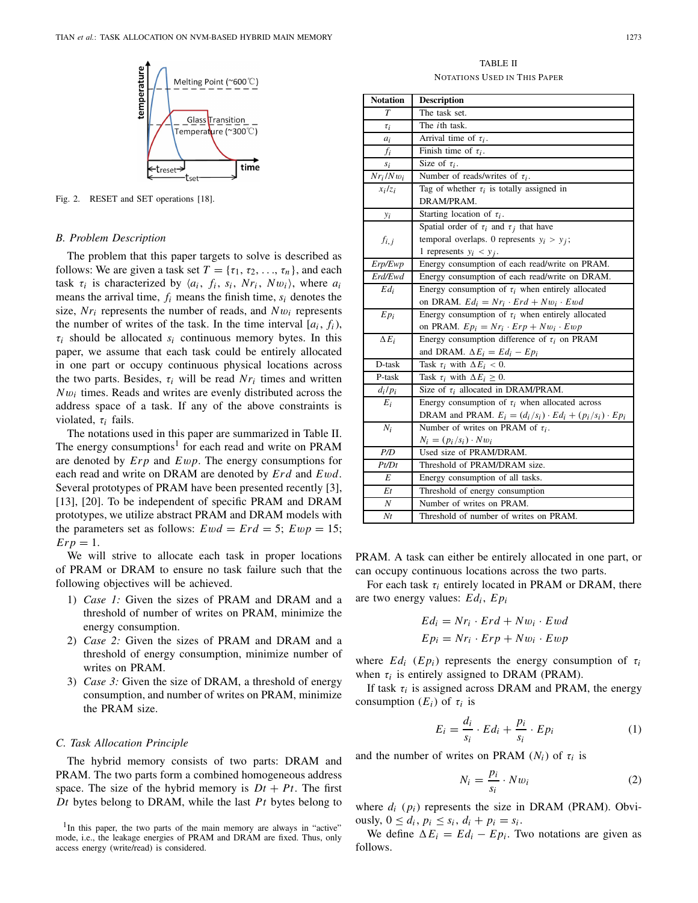Fig. 2. RESET and SET operations [18].

### B. Problem Description

The problem that this paper targets to solve is described as follows: We are given a task set $T = \{\tau_1, \tau_2, \ldots, \tau_n\}$, and each task $\tau_i$ is characterized by $\langle a_i, f_i, s_i, Nr_i, Nw_i \rangle$, where $a_i$ means the arrival time, $f_i$ means the finish time, $s_i$ denotes the size, $Nr_i$ represents the number of reads, and $Nw_i$ represents the number of writes of the task. In the time interval $[a_i, f_i)$, $\tau_i$ should be allocated $s_i$ continuous memory bytes. In this paper, we assume that each task could be entirely allocated in one part or occupy continuous physical locations across the two parts. Besides, $\tau_i$ will be read $Nr_i$ times and written $Nw_i$ times. Reads and writes are evenly distributed across the address space of a task. If any of the above constraints is violated, $\tau_i$ fails.

The notations used in this paper are summarized in Table II. The energy consumptions[1] for each read and write on PRAM are denoted by $Erp$ and $Ewp$. The energy consumptions for each read and write on DRAM are denoted by $Erd$ and $Ewd$. Several prototypes of PRAM have been presented recently [3], [13], [20]. To be independent of specific PRAM and DRAM prototypes, we utilize abstract PRAM and DRAM models with the parameters set as follows: $Ewd = Erd = 5$; $Ewp = 15$; $Erp = 1$.

We will strive to allocate each task in proper locations of PRAM or DRAM to ensure no task failure such that the following objectives will be achieved.

1) *Case 1:* Given the sizes of PRAM and DRAM and a threshold of number of writes on PRAM, minimize the energy consumption.
2) *Case 2:* Given the sizes of PRAM and DRAM and a threshold of energy consumption, minimize number of writes on PRAM.
3) *Case 3:* Given the size of DRAM, a threshold of energy consumption, and number of writes on PRAM, minimize the PRAM size.

### C. Task Allocation Principle

The hybrid memory consists of two parts: DRAM and PRAM. The two parts form a combined homogeneous address space. The size of the hybrid memory is $Dt + Pt$. The first $Dt$ bytes belong to DRAM, while the last $Pt$ bytes belong to PRAM. A task can either be entirely allocated in one part, or can occupy continuous locations across the two parts.

[1] In this paper, the two parts of the main memory are always in "active" mode, i.e., the leakage energies of PRAM and DRAM are fixed. Thus, only access energy (write/read) is considered.

TABLE II
NOTATIONS USED IN THIS PAPER

| Notation | Description |
|---|---|
| $T$ | The task set. |
| $\tau_i$ | The $i$th task. |
| $a_i$ | Arrival time of $\tau_i$. |
| $f_i$ | Finish time of $\tau_i$. |
| $s_i$ | Size of $\tau_i$. |
| $Nr_i/Nw_i$ | Number of reads/writes of $\tau_i$. |
| $x_i/z_i$ | Tag of whether $\tau_i$ is totally assigned in DRAM/PRAM. |
| $y_i$ | Starting location of $\tau_i$. |
| $f_{i,j}$ | Spatial order of $\tau_i$ and $\tau_j$ that have temporal overlaps. 0 represents $y_i > y_j$; 1 represents $y_i < y_j$. |
| $Erp/Ewp$ | Energy consumption of each read/write on PRAM. |
| $Erd/Ewd$ | Energy consumption of each read/write on DRAM. |
| $Ed_i$ | Energy consumption of $\tau_i$ when entirely allocated on DRAM. $Ed_i = Nr_i \cdot Erd + Nw_i \cdot Ewd$ |
| $Ep_i$ | Energy consumption of $\tau_i$ when entirely allocated on PRAM. $Ep_i = Nr_i \cdot Erp + Nw_i \cdot Ewp$ |
| $\Delta E_i$ | Energy consumption difference of $\tau_i$ on PRAM and DRAM. $\Delta E_i = Ed_i - Ep_i$ |
| D-task | Task $\tau_i$ with $\Delta E_i < 0$. |
| P-task | Task $\tau_i$ with $\Delta E_i \geq 0$. |
| $d_i/p_i$ | Size of $\tau_i$ allocated in DRAM/PRAM. |
| $E_i$ | Energy consumption of $\tau_i$ when allocated across DRAM and PRAM. $E_i = (d_i/s_i) \cdot Ed_i + (p_i/s_i) \cdot Ep_i$ |
| $N_i$ | Number of writes on PRAM of $\tau_i$. $N_i = (p_i/s_i) \cdot Nw_i$ |
| $P/D$ | Used size of PRAM/DRAM. |
| $Pt/Dt$ | Threshold of PRAM/DRAM size. |
| $E$ | Energy consumption of all tasks. |
| $Et$ | Threshold of energy consumption |
| $N$ | Number of writes on PRAM. |
| $Nt$ | Threshold of number of writes on PRAM. |

For each task $\tau_i$ entirely located in PRAM or DRAM, there are two energy values: $Ed_i$, $Ep_i$

$$Ed_i = Nr_i \cdot Erd + Nw_i \cdot Ewd$$
$$Ep_i = Nr_i \cdot Erp + Nw_i \cdot Ewp$$

where $Ed_i$ ($Ep_i$) represents the energy consumption of $\tau_i$ when $\tau_i$ is entirely assigned to DRAM (PRAM).

If task $\tau_i$ is assigned across DRAM and PRAM, the energy consumption ($E_i$) of $\tau_i$ is

$$E_i = \frac{d_i}{s_i} \cdot Ed_i + \frac{p_i}{s_i} \cdot Ep_i \tag{1}$$

and the number of writes on PRAM ($N_i$) of $\tau_i$ is

$$N_i = \frac{p_i}{s_i} \cdot Nw_i \tag{2}$$

where $d_i$ ($p_i$) represents the size in DRAM (PRAM). Obviously, $0 \leq d_i, p_i \leq s_i$, $d_i + p_i = s_i$.

We define $\Delta E_i = Ed_i - Ep_i$. Two notations are given as follows.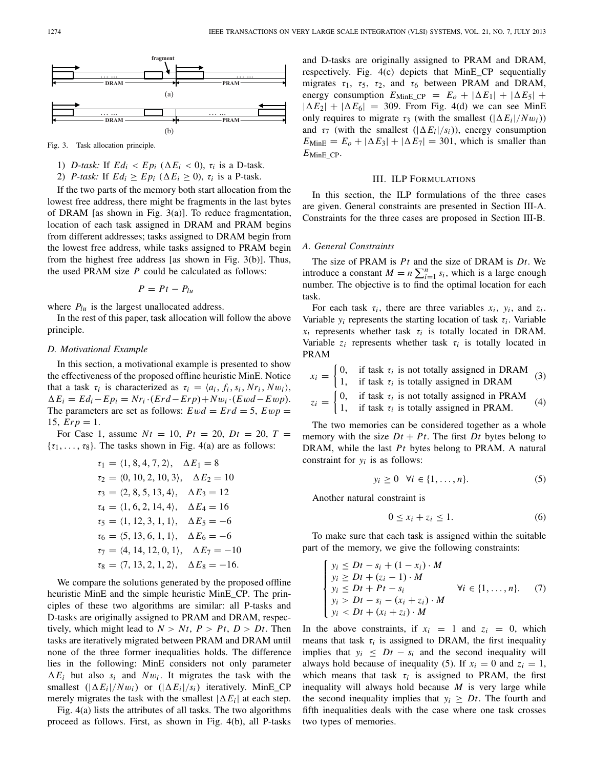fragment

DRAM ... ... PRAM

(a)

DRAM ... ... PRAM

(b)

Fig. 3. Task allocation principle.

1) *D-task:* If $Ed_i < Ep_i$ ($\Delta E_i < 0$), $\tau_i$ is a D-task.
2) *P-task:* If $Ed_i \geq Ep_i$ ($\Delta E_i \geq 0$), $\tau_i$ is a P-task.

If the two parts of the memory both start allocation from the lowest free address, there might be fragments in the last bytes of DRAM [as shown in Fig. 3(a)]. To reduce fragmentation, location of each task assigned in DRAM and PRAM begins from different addresses; tasks assigned to DRAM begin from the lowest free address, while tasks assigned to PRAM begin from the highest free address [as shown in Fig. 3(b)]. Thus, the used PRAM size $P$ could be calculated as follows:

$$P = Pt - P_{lu}$$

where $P_{lu}$ is the largest unallocated address.

In the rest of this paper, task allocation will follow the above principle.

### D. Motivational Example

In this section, a motivational example is presented to show the effectiveness of the proposed offline heuristic MinE. Notice that a task $\tau_i$ is characterized as $\tau_i = \langle a_i, f_i, s_i, Nr_i, Nw_i \rangle$, $\Delta E_i = Ed_i - Ep_i = Nr_i \cdot (Erd - Erp) + Nw_i \cdot (Ewd - Ewp)$. The parameters are set as follows: $Ewd = Erd = 5$, $Ewp = 15$, $Erp = 1$.

For Case 1, assume $Nt = 10$, $Pt = 20$, $Dt = 20$, $T = \{\tau_1, \ldots, \tau_8\}$. The tasks shown in Fig. 4(a) are as follows:

$$\tau_1 = \langle 1, 8, 4, 7, 2 \rangle, \quad \Delta E_1 = 8$$
$$\tau_2 = \langle 0, 10, 2, 10, 3 \rangle, \quad \Delta E_2 = 10$$
$$\tau_3 = \langle 2, 8, 5, 13, 4 \rangle, \quad \Delta E_3 = 12$$
$$\tau_4 = \langle 1, 6, 2, 14, 4 \rangle, \quad \Delta E_4 = 16$$
$$\tau_5 = \langle 1, 12, 3, 1, 1 \rangle, \quad \Delta E_5 = -6$$
$$\tau_6 = \langle 5, 13, 6, 1, 1 \rangle, \quad \Delta E_6 = -6$$
$$\tau_7 = \langle 4, 14, 12, 0, 1 \rangle, \quad \Delta E_7 = -10$$
$$\tau_8 = \langle 7, 13, 2, 1, 2 \rangle, \quad \Delta E_8 = -16.$$

We compare the solutions generated by the proposed offline heuristic MinE and the simple heuristic MinE_CP. The principles of these two algorithms are similar: all P-tasks and D-tasks are originally assigned to PRAM and DRAM, respectively, which might lead to $N > Nt$, $P > Pt$, $D > Dt$. Then tasks are iteratively migrated between PRAM and DRAM until none of the three former inequalities holds. The difference lies in the following: MinE considers not only parameter $\Delta E_i$ but also $s_i$ and $Nw_i$. It migrates the task with the smallest $(|\Delta E_i|/Nw_i)$ or $(|\Delta E_i|/s_i)$ iteratively. MinE_CP merely migrates the task with the smallest $|\Delta E_i|$ at each step.

Fig. 4(a) lists the attributes of all tasks. The two algorithms proceed as follows. First, as shown in Fig. 4(b), all P-tasks and D-tasks are originally assigned to PRAM and DRAM, respectively. Fig. 4(c) depicts that MinE_CP sequentially migrates $\tau_1$, $\tau_5$, $\tau_2$, and $\tau_6$ between PRAM and DRAM, energy consumption $E_{\text{MinE\_CP}} = E_o + |\Delta E_1| + |\Delta E_5| + |\Delta E_2| + |\Delta E_6| = 309$. From Fig. 4(d) we can see MinE only requires to migrate $\tau_3$ (with the smallest $(|\Delta E_i|/Nw_i)$) and $\tau_7$ (with the smallest $(|\Delta E_i|/s_i)$), energy consumption $E_{\text{MinE}} = E_o + |\Delta E_3| + |\Delta E_7| = 301$, which is smaller than $E_{\text{MinE\_CP}}$.

## III. ILP Formulations

In this section, the ILP formulations of the three cases are given. General constraints are presented in Section III-A. Constraints for the three cases are proposed in Section III-B.

### A. General Constraints

The size of PRAM is $Pt$ and the size of DRAM is $Dt$. We introduce a constant $M = n \sum_{i=1}^{n} s_i$, which is a large enough number. The objective is to find the optimal location for each task.

For each task $\tau_i$, there are three variables $x_i$, $y_i$, and $z_i$. Variable $y_i$ represents the starting location of task $\tau_i$. Variable $x_i$ represents whether task $\tau_i$ is totally located in DRAM. Variable $z_i$ represents whether task $\tau_i$ is totally located in PRAM

$$x_i = \begin{cases} 0, & \text{if task } \tau_i \text{ is not totally assigned in DRAM} \\ 1, & \text{if task } \tau_i \text{ is totally assigned in DRAM} \end{cases} \quad (3)$$

$$z_i = \begin{cases} 0, & \text{if task } \tau_i \text{ is not totally assigned in PRAM} \\ 1, & \text{if task } \tau_i \text{ is totally assigned in PRAM.} \end{cases} \quad (4)$$

The two memories can be considered together as a whole memory with the size $Dt + Pt$. The first $Dt$ bytes belong to DRAM, while the last $Pt$ bytes belong to PRAM. A natural constraint for $y_i$ is as follows:

$$y_i \geq 0 \quad \forall i \in \{1, \ldots, n\}. \quad (5)$$

Another natural constraint is

$$0 \leq x_i + z_i \leq 1. \quad (6)$$

To make sure that each task is assigned within the suitable part of the memory, we give the following constraints:

$$\begin{cases} y_i \leq Dt - s_i + (1 - x_i) \cdot M \\ y_i \geq Dt + (z_i - 1) \cdot M \\ y_i \leq Dt + Pt - s_i \\ y_i > Dt - s_i - (x_i + z_i) \cdot M \\ y_i < Dt + (x_i + z_i) \cdot M \end{cases} \quad \forall i \in \{1, \ldots, n\}. \quad (7)$$

In the above constraints, if $x_i = 1$ and $z_i = 0$, which means that task $\tau_i$ is assigned to DRAM, the first inequality implies that $y_i \leq Dt - s_i$ and the second inequality will always hold because of inequality (5). If $x_i = 0$ and $z_i = 1$, which means that task $\tau_i$ is assigned to PRAM, the first inequality will always hold because $M$ is very large while the second inequality implies that $y_i \geq Dt$. The fourth and fifth inequalities deals with the case where one task crosses two types of memories.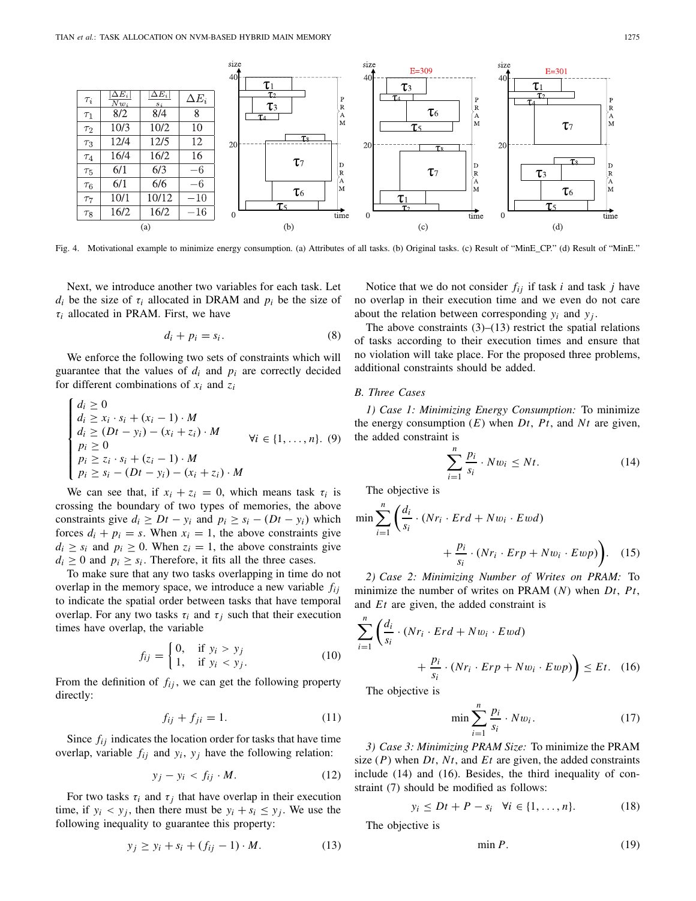| $\tau_i$ | $\frac{\lvert\Delta E_i\rvert}{Nw_i}$ | $\frac{\lvert\Delta E_i\rvert}{s_i}$ | $\Delta E_i$ |
|---|---|---|---|
| $\tau_1$ | 8/2 | 8/4 | 8 |
| $\tau_2$ | 10/3 | 10/2 | 10 |
| $\tau_3$ | 12/4 | 12/5 | 12 |
| $\tau_4$ | 16/4 | 16/2 | 16 |
| $\tau_5$ | 6/1 | 6/3 | −6 |
| $\tau_6$ | 6/1 | 6/6 | −6 |
| $\tau_7$ | 10/1 | 10/12 | −10 |
| $\tau_8$ | 16/2 | 16/2 | −16 |

Fig. 4. Motivational example to minimize energy consumption. (a) Attributes of all tasks. (b) Original tasks. (c) Result of "MinE_CP." (d) Result of "MinE."

Next, we introduce another two variables for each task. Let $d_i$ be the size of $\tau_i$ allocated in DRAM and $p_i$ be the size of $\tau_i$ allocated in PRAM. First, we have

$$d_i + p_i = s_i. \tag{8}$$

We enforce the following two sets of constraints which will guarantee that the values of $d_i$ and $p_i$ are correctly decided for different combinations of $x_i$ and $z_i$

$$\begin{cases} d_i \geq 0 \\ d_i \geq x_i \cdot s_i + (x_i - 1) \cdot M \\ d_i \geq (Dt - y_i) - (x_i + z_i) \cdot M \\ p_i \geq 0 \\ p_i \geq z_i \cdot s_i + (z_i - 1) \cdot M \\ p_i \geq s_i - (Dt - y_i) - (x_i + z_i) \cdot M \end{cases} \quad \forall i \in \{1, \ldots, n\}. \tag{9}$$

We can see that, if $x_i + z_i = 0$, which means task $\tau_i$ is crossing the boundary of two types of memories, the above constraints give $d_i \geq Dt - y_i$ and $p_i \geq s_i - (Dt - y_i)$ which forces $d_i + p_i = s$. When $x_i = 1$, the above constraints give $d_i \geq s_i$ and $p_i \geq 0$. When $z_i = 1$, the above constraints give $d_i \geq 0$ and $p_i \geq s_i$. Therefore, it fits all the three cases.

To make sure that any two tasks overlapping in time do not overlap in the memory space, we introduce a new variable $f_{ij}$ to indicate the spatial order between tasks that have temporal overlap. For any two tasks $\tau_i$ and $\tau_j$ such that their execution times have overlap, the variable

$$f_{ij} = \begin{cases} 0, & \text{if } y_i > y_j \\ 1, & \text{if } y_i < y_j. \end{cases} \tag{10}$$

From the definition of $f_{ij}$, we can get the following property directly:

$$f_{ij} + f_{ji} = 1. \tag{11}$$

Since $f_{ij}$ indicates the location order for tasks that have time overlap, variable $f_{ij}$ and $y_i$, $y_j$ have the following relation:

$$y_j - y_i < f_{ij} \cdot M. \tag{12}$$

For two tasks $\tau_i$ and $\tau_j$ that have overlap in their execution time, if $y_i < y_j$, then there must be $y_i + s_i \leq y_j$. We use the following inequality to guarantee this property:

$$y_j \geq y_i + s_i + (f_{ij} - 1) \cdot M. \tag{13}$$

Notice that we do not consider $f_{ij}$ if task $i$ and task $j$ have no overlap in their execution time and we even do not care about the relation between corresponding $y_i$ and $y_j$.

The above constraints (3)–(13) restrict the spatial relations of tasks according to their execution times and ensure that no violation will take place. For the proposed three problems, additional constraints should be added.

### B. Three Cases

*1) Case 1: Minimizing Energy Consumption:* To minimize the energy consumption ($E$) when $Dt$, $Pt$, and $Nt$ are given, the added constraint is

$$\sum_{i=1}^{n} \frac{p_i}{s_i} \cdot Nw_i \leq Nt. \tag{14}$$

The objective is

$$\min \sum_{i=1}^{n} \left( \frac{d_i}{s_i} \cdot (Nr_i \cdot Erd + Nw_i \cdot Ewd) + \frac{p_i}{s_i} \cdot (Nr_i \cdot Erp + Nw_i \cdot Ewp) \right). \tag{15}$$

*2) Case 2: Minimizing Number of Writes on PRAM:* To minimize the number of writes on PRAM ($N$) when $Dt$, $Pt$, and $Et$ are given, the added constraint is

$$\sum_{i=1}^{n} \left( \frac{d_i}{s_i} \cdot (Nr_i \cdot Erd + Nw_i \cdot Ewd) + \frac{p_i}{s_i} \cdot (Nr_i \cdot Erp + Nw_i \cdot Ewp) \right) \leq Et. \tag{16}$$

The objective is

$$\min \sum_{i=1}^{n} \frac{p_i}{s_i} \cdot Nw_i. \tag{17}$$

*3) Case 3: Minimizing PRAM Size:* To minimize the PRAM size ($P$) when $Dt$, $Nt$, and $Et$ are given, the added constraints include (14) and (16). Besides, the third inequality of constraint (7) should be modified as follows:

$$y_i \leq Dt + P - s_i \quad \forall i \in \{1, \ldots, n\}. \tag{18}$$

The objective is

$$\min P. \tag{19}$$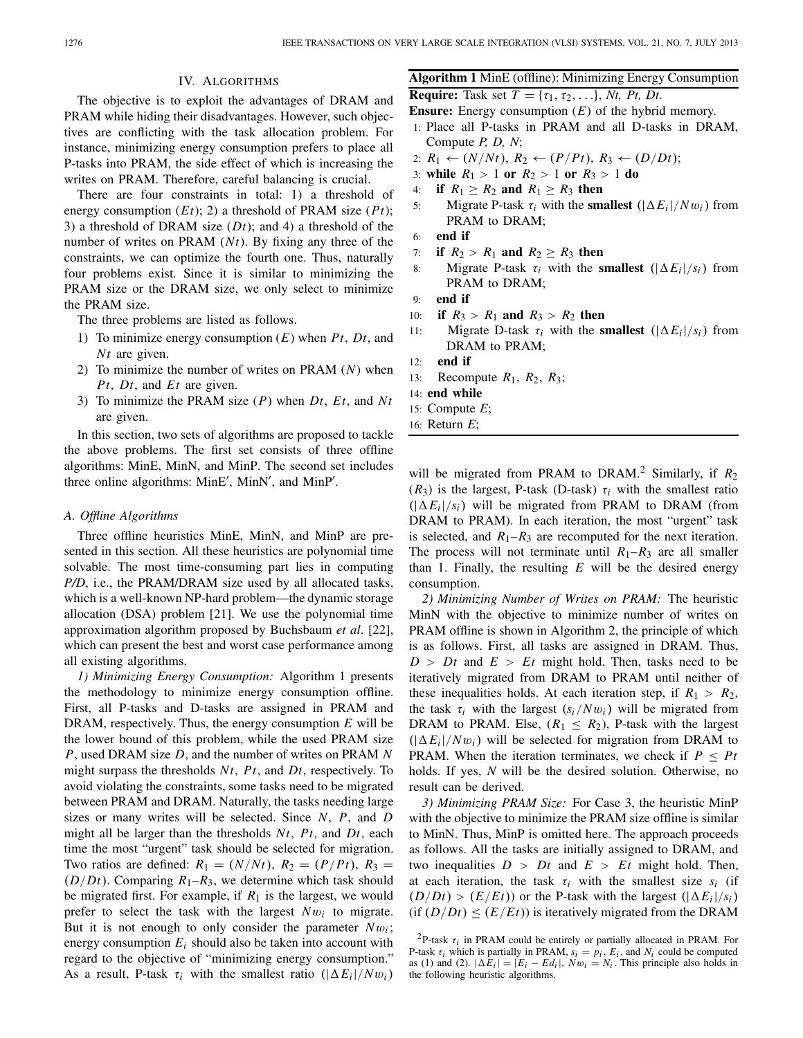## IV. Algorithms

The objective is to exploit the advantages of DRAM and PRAM while hiding their disadvantages. However, such objectives are conflicting with the task allocation problem. For instance, minimizing energy consumption prefers to place all P-tasks into PRAM, the side effect of which is increasing the writes on PRAM. Therefore, careful balancing is crucial.

There are four constraints in total: 1) a threshold of energy consumption ($Et$); 2) a threshold of PRAM size ($Pt$); 3) a threshold of DRAM size ($Dt$); and 4) a threshold of the number of writes on PRAM ($Nt$). By fixing any three of the constraints, we can optimize the fourth one. Thus, naturally four problems exist. Since it is similar to minimizing the PRAM size or the DRAM size, we only select to minimize the PRAM size.

The three problems are listed as follows.

1) To minimize energy consumption ($E$) when $Pt$, $Dt$, and $Nt$ are given.
2) To minimize the number of writes on PRAM ($N$) when $Pt$, $Dt$, and $Et$ are given.
3) To minimize the PRAM size ($P$) when $Dt$, $Et$, and $Nt$ are given.

In this section, two sets of algorithms are proposed to tackle the above problems. The first set consists of three offline algorithms: MinE, MinN, and MinP. The second set includes three online algorithms: MinE′, MinN′, and MinP′.

### A. Offline Algorithms

Three offline heuristics MinE, MinN, and MinP are presented in this section. All these heuristics are polynomial time solvable. The most time-consuming part lies in computing *P/D*, i.e., the PRAM/DRAM size used by all allocated tasks, which is a well-known NP-hard problem—the dynamic storage allocation (DSA) problem [21]. We use the polynomial time approximation algorithm proposed by Buchsbaum *et al*. [22], which can present the best and worst case performance among all existing algorithms.

*1) Minimizing Energy Consumption:* Algorithm 1 presents the methodology to minimize energy consumption offline. First, all P-tasks and D-tasks are assigned in PRAM and DRAM, respectively. Thus, the energy consumption $E$ will be the lower bound of this problem, while the used PRAM size $P$, used DRAM size $D$, and the number of writes on PRAM $N$ might surpass the thresholds $Nt$, $Pt$, and $Dt$, respectively. To avoid violating the constraints, some tasks need to be migrated between PRAM and DRAM. Naturally, the tasks needing large sizes or many writes will be selected. Since $N$, $P$, and $D$ might all be larger than the thresholds $Nt$, $Pt$, and $Dt$, each time the most "urgent" task should be selected for migration. Two ratios are defined: $R_1 = (N/Nt)$, $R_2 = (P/Pt)$, $R_3 = (D/Dt)$. Comparing $R_1$–$R_3$, we determine which task should be migrated first. For example, if $R_1$ is the largest, we would prefer to select the task with the largest $Nw_i$ to migrate. But it is not enough to only consider the parameter $Nw_i$; energy consumption $E_i$ should also be taken into account with regard to the objective of "minimizing energy consumption." As a result, P-task $\tau_i$ with the smallest ratio $(|\Delta E_i|/Nw_i)$ will be migrated from PRAM to DRAM.[2] Similarly, if $R_2$ ($R_3$) is the largest, P-task (D-task) $\tau_i$ with the smallest ratio $(|\Delta E_i|/s_i)$ will be migrated from PRAM to DRAM (from DRAM to PRAM). In each iteration, the most "urgent" task is selected, and $R_1$–$R_3$ are recomputed for the next iteration. The process will not terminate until $R_1$–$R_3$ are all smaller than 1. Finally, the resulting $E$ will be the desired energy consumption.

**Algorithm 1** MinE (offline): Minimizing Energy Consumption

**Require:** Task set $T = \{\tau_1, \tau_2, \ldots\}$, *Nt, Pt, Dt*.
**Ensure:** Energy consumption ($E$) of the hybrid memory.

```
1:  Place all P-tasks in PRAM and all D-tasks in DRAM, Compute P, D, N;
2:  R1 ← (N/Nt), R2 ← (P/Pt), R3 ← (D/Dt);
3:  while R1 > 1 or R2 > 1 or R3 > 1 do
4:    if R1 ≥ R2 and R1 ≥ R3 then
5:      Migrate P-task τi with the smallest (|ΔEi|/Nwi) from PRAM to DRAM;
6:    end if
7:    if R2 > R1 and R2 ≥ R3 then
8:      Migrate P-task τi with the smallest (|ΔEi|/si) from PRAM to DRAM;
9:    end if
10:   if R3 > R1 and R3 > R2 then
11:     Migrate D-task τi with the smallest (|ΔEi|/si) from DRAM to PRAM;
12:   end if
13:   Recompute R1, R2, R3;
14: end while
15: Compute E;
16: Return E;
```

*2) Minimizing Number of Writes on PRAM:* The heuristic MinN with the objective to minimize number of writes on PRAM offline is shown in Algorithm 2, the principle of which is as follows. First, all tasks are assigned in DRAM. Thus, $D > Dt$ and $E > Et$ might hold. Then, tasks need to be iteratively migrated from DRAM to PRAM until neither of these inequalities holds. At each iteration step, if $R_1 > R_2$, the task $\tau_i$ with the largest $(s_i/Nw_i)$ will be migrated from DRAM to PRAM. Else, ($R_1 \leq R_2$), P-task with the largest $(|\Delta E_i|/Nw_i)$ will be selected for migration from DRAM to PRAM. When the iteration terminates, we check if $P \leq Pt$ holds. If yes, $N$ will be the desired solution. Otherwise, no result can be derived.

*3) Minimizing PRAM Size:* For Case 3, the heuristic MinP with the objective to minimize the PRAM size offline is similar to MinN. Thus, MinP is omitted here. The approach proceeds as follows. All the tasks are initially assigned to DRAM, and two inequalities $D > Dt$ and $E > Et$ might hold. Then, at each iteration, the task $\tau_i$ with the smallest size $s_i$ (if $(D/Dt) > (E/Et)$) or the P-task with the largest $(|\Delta E_i|/s_i)$ (if $(D/Dt) \leq (E/Et)$) is iteratively migrated from the DRAM

[2] P-task $\tau_i$ in PRAM could be entirely or partially allocated in PRAM. For P-task $\tau_i$ which is partially in PRAM, $s_i = p_i$, $E_i$, and $N_i$ could be computed as (1) and (2). $|\Delta E_i| = |E_i - Ed_i|$, $Nw_i = N_i$. This principle also holds in the following heuristic algorithms.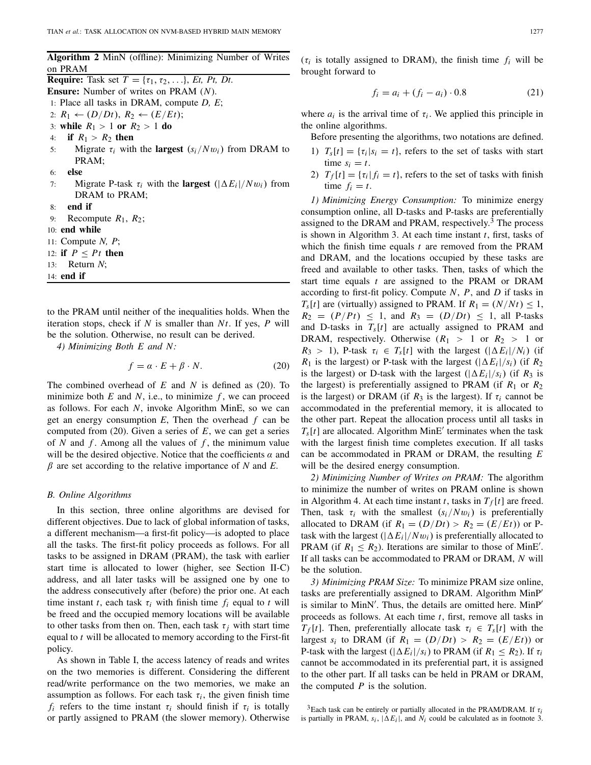**Algorithm 2** MinN (offline): Minimizing Number of Writes on PRAM

```
Require: Task set T = {τ_1, τ_2, ...}, Et, Pt, Dt.
Ensure: Number of writes on PRAM (N).
1: Place all tasks in DRAM, compute D, E;
2: R_1 ← (D/Dt), R_2 ← (E/Et);
3: while R_1 > 1 or R_2 > 1 do
4:   if R_1 > R_2 then
5:     Migrate τ_i with the largest (s_i/Nw_i) from DRAM to PRAM;
6:   else
7:     Migrate P-task τ_i with the largest (|ΔE_i|/Nw_i) from DRAM to PRAM;
8:   end if
9:   Recompute R_1, R_2;
10: end while
11: Compute N, P;
12: if P ≤ Pt then
13:   Return N;
14: end if
```

to the PRAM until neither of the inequalities holds. When the iteration stops, check if $N$ is smaller than $Nt$. If yes, $P$ will be the solution. Otherwise, no result can be derived.

*4) Minimizing Both E and N:*

$$f = \alpha \cdot E + \beta \cdot N. \tag{20}$$

The combined overhead of $E$ and $N$ is defined as (20). To minimize both $E$ and $N$, i.e., to minimize $f$, we can proceed as follows. For each $N$, invoke Algorithm MinE, so we can get an energy consumption $E$, Then the overhead $f$ can be computed from (20). Given a series of $E$, we can get a series of $N$ and $f$. Among all the values of $f$, the minimum value will be the desired objective. Notice that the coefficients $\alpha$ and $\beta$ are set according to the relative importance of $N$ and $E$.

### B. Online Algorithms

In this section, three online algorithms are devised for different objectives. Due to lack of global information of tasks, a different mechanism—a first-fit policy—is adopted to place all the tasks. The first-fit policy proceeds as follows. For all tasks to be assigned in DRAM (PRAM), the task with earlier start time is allocated to lower (higher, see Section II-C) address, and all later tasks will be assigned one by one to the address consecutively after (before) the prior one. At each time instant $t$, each task $\tau_i$ with finish time $f_i$ equal to $t$ will be freed and the occupied memory locations will be available to other tasks from then on. Then, each task $\tau_j$ with start time equal to $t$ will be allocated to memory according to the First-fit policy.

As shown in Table I, the access latency of reads and writes on the two memories is different. Considering the different read/write performance on the two memories, we make an assumption as follows. For each task $\tau_i$, the given finish time $f_i$ refers to the time instant $\tau_i$ should finish if $\tau_i$ is totally or partly assigned to PRAM (the slower memory). Otherwise ($\tau_i$ is totally assigned to DRAM), the finish time $f_i$ will be brought forward to

$$f_i = a_i + (f_i - a_i) \cdot 0.8 \tag{21}$$

where $a_i$ is the arrival time of $\tau_i$. We applied this principle in the online algorithms.

Before presenting the algorithms, two notations are defined.

1) $T_s[t] = \{\tau_i | s_i = t\}$, refers to the set of tasks with start time $s_i = t$.
2) $T_f[t] = \{\tau_i | f_i = t\}$, refers to the set of tasks with finish time $f_i = t$.

*1) Minimizing Energy Consumption:* To minimize energy consumption online, all D-tasks and P-tasks are preferentially assigned to the DRAM and PRAM, respectively.[3] The process is shown in Algorithm 3. At each time instant $t$, first, tasks of which the finish time equals $t$ are removed from the PRAM and DRAM, and the locations occupied by these tasks are freed and available to other tasks. Then, tasks of which the start time equals $t$ are assigned to the PRAM or DRAM according to first-fit policy. Compute $N$, $P$, and $D$ if tasks in $T_s[t]$ are (virtually) assigned to PRAM. If $R_1 = (N/Nt) \leq 1$, $R_2 = (P/Pt) \leq 1$, and $R_3 = (D/Dt) \leq 1$, all P-tasks and D-tasks in $T_s[t]$ are actually assigned to PRAM and DRAM, respectively. Otherwise ($R_1 > 1$ or $R_2 > 1$ or $R_3 > 1$), P-task $\tau_i \in T_s[t]$ with the largest $(|\Delta E_i|/N_i)$ (if $R_1$ is the largest) or P-task with the largest $(|\Delta E_i|/s_i)$ (if $R_2$ is the largest) or D-task with the largest $(|\Delta E_i|/s_i)$ (if $R_3$ is the largest) is preferentially assigned to PRAM (if $R_1$ or $R_2$ is the largest) or DRAM (if $R_3$ is the largest). If $\tau_i$ cannot be accommodated in the preferential memory, it is allocated to the other part. Repeat the allocation process until all tasks in $T_s[t]$ are allocated. Algorithm MinE′ terminates when the task with the largest finish time completes execution. If all tasks can be accommodated in PRAM or DRAM, the resulting $E$ will be the desired energy consumption.

*2) Minimizing Number of Writes on PRAM:* The algorithm to minimize the number of writes on PRAM online is shown in Algorithm 4. At each time instant $t$, tasks in $T_f[t]$ are freed. Then, task $\tau_i$ with the smallest $(s_i/Nw_i)$ is preferentially allocated to DRAM (if $R_1 = (D/Dt) > R_2 = (E/Et)$) or P-task with the largest $(|\Delta E_i|/Nw_i)$ is preferentially allocated to PRAM (if $R_1 \leq R_2$). Iterations are similar to those of MinE′. If all tasks can be accommodated to PRAM or DRAM, $N$ will be the solution.

*3) Minimizing PRAM Size:* To minimize PRAM size online, tasks are preferentially assigned to DRAM. Algorithm MinP′ is similar to MinN′. Thus, the details are omitted here. MinP′ proceeds as follows. At each time $t$, first, remove all tasks in $T_f[t]$. Then, preferentially allocate task $\tau_i \in T_s[t]$ with the largest $s_i$ to DRAM (if $R_1 = (D/Dt) > R_2 = (E/Et)$) or P-task with the largest $(|\Delta E_i|/s_i)$ to PRAM (if $R_1 \leq R_2$). If $\tau_i$ cannot be accommodated in its preferential part, it is assigned to the other part. If all tasks can be held in PRAM or DRAM, the computed $P$ is the solution.

[3] Each task can be entirely or partially allocated in the PRAM/DRAM. If $\tau_i$ is partially in PRAM, $s_i$, $|\Delta E_i|$, and $N_i$ could be calculated as in footnote 3.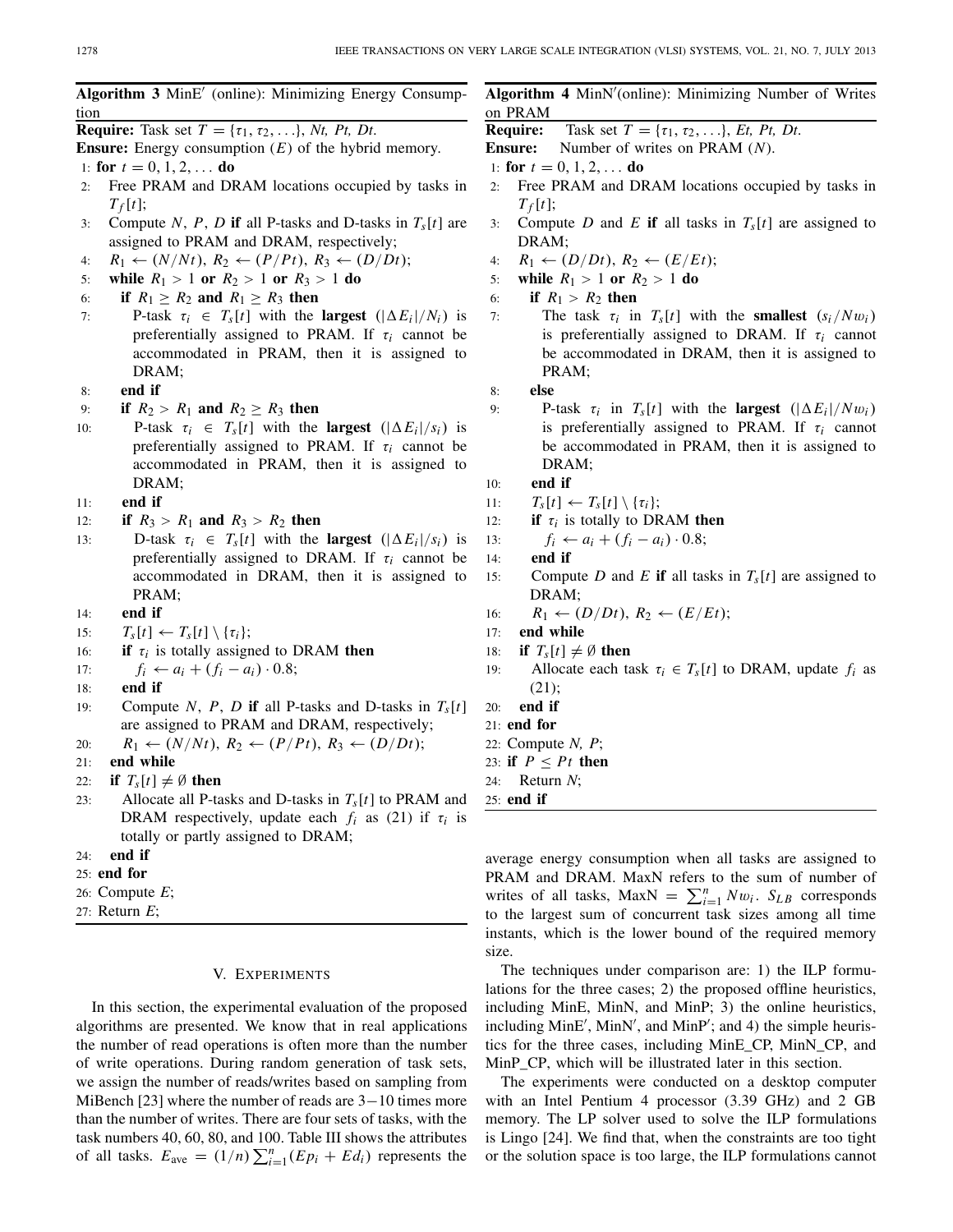**Algorithm 3** MinE′ (online): Minimizing Energy Consumption

```
Require: Task set T = {τ1, τ2, ...}, Nt, Pt, Dt.
Ensure: Energy consumption (E) of the hybrid memory.
1: for t = 0, 1, 2, ... do
2:   Free PRAM and DRAM locations occupied by tasks in Tf[t];
3:   Compute N, P, D if all P-tasks and D-tasks in Ts[t] are assigned to PRAM and DRAM, respectively;
4:   R1 ← (N/Nt), R2 ← (P/Pt), R3 ← (D/Dt);
5:   while R1 > 1 or R2 > 1 or R3 > 1 do
6:     if R1 ≥ R2 and R1 ≥ R3 then
7:       P-task τi ∈ Ts[t] with the largest (|ΔEi|/Ni) is preferentially assigned to PRAM. If τi cannot be accommodated in PRAM, then it is assigned to DRAM;
8:     end if
9:     if R2 > R1 and R2 ≥ R3 then
10:      P-task τi ∈ Ts[t] with the largest (|ΔEi|/si) is preferentially assigned to PRAM. If τi cannot be accommodated in PRAM, then it is assigned to DRAM;
11:    end if
12:    if R3 > R1 and R3 > R2 then
13:      D-task τi ∈ Ts[t] with the largest (|ΔEi|/si) is preferentially assigned to DRAM. If τi cannot be accommodated in DRAM, then it is assigned to PRAM;
14:    end if
15:    Ts[t] ← Ts[t] \ {τi};
16:    if τi is totally assigned to DRAM then
17:      fi ← ai + (fi − ai) · 0.8;
18:    end if
19:    Compute N, P, D if all P-tasks and D-tasks in Ts[t] are assigned to PRAM and DRAM, respectively;
20:    R1 ← (N/Nt), R2 ← (P/Pt), R3 ← (D/Dt);
21:  end while
22:  if Ts[t] ≠ ∅ then
23:    Allocate all P-tasks and D-tasks in Ts[t] to PRAM and DRAM respectively, update each fi as (21) if τi is totally or partly assigned to DRAM;
24:  end if
25: end for
26: Compute E;
27: Return E;
```

**Algorithm 4** MinN′(online): Minimizing Number of Writes on PRAM

```
Require: Task set T = {τ1, τ2, ...}, Et, Pt, Dt.
Ensure: Number of writes on PRAM (N).
1: for t = 0, 1, 2, ... do
2:   Free PRAM and DRAM locations occupied by tasks in Tf[t];
3:   Compute D and E if all tasks in Ts[t] are assigned to DRAM;
4:   R1 ← (D/Dt), R2 ← (E/Et);
5:   while R1 > 1 or R2 > 1 do
6:     if R1 > R2 then
7:       The task τi in Ts[t] with the smallest (si/Nwi) is preferentially assigned to DRAM. If τi cannot be accommodated in DRAM, then it is assigned to PRAM;
8:     else
9:       P-task τi in Ts[t] with the largest (|ΔEi|/Nwi) is preferentially assigned to PRAM. If τi cannot be accommodated in PRAM, then it is assigned to DRAM;
10:    end if
11:    Ts[t] ← Ts[t] \ {τi};
12:    if τi is totally to DRAM then
13:      fi ← ai + (fi − ai) · 0.8;
14:    end if
15:    Compute D and E if all tasks in Ts[t] are assigned to DRAM;
16:    R1 ← (D/Dt), R2 ← (E/Et);
17:  end while
18:  if Ts[t] ≠ ∅ then
19:    Allocate each task τi ∈ Ts[t] to DRAM, update fi as (21);
20:  end if
21: end for
22: Compute N, P;
23: if P ≤ Pt then
24:   Return N;
25: end if
```

## V. Experiments

In this section, the experimental evaluation of the proposed algorithms are presented. We know that in real applications the number of read operations is often more than the number of write operations. During random generation of task sets, we assign the number of reads/writes based on sampling from MiBench [23] where the number of reads are 3−10 times more than the number of writes. There are four sets of tasks, with the task numbers 40, 60, 80, and 100. Table III shows the attributes of all tasks. $E_{\text{ave}} = (1/n)\sum_{i=1}^{n}(Ep_i + Ed_i)$ represents the average energy consumption when all tasks are assigned to PRAM and DRAM. MaxN refers to the sum of number of writes of all tasks, $\text{MaxN} = \sum_{i=1}^{n} Nw_i$. $S_{LB}$ corresponds to the largest sum of concurrent task sizes among all time instants, which is the lower bound of the required memory size.

The techniques under comparison are: 1) the ILP formulations for the three cases; 2) the proposed offline heuristics, including MinE, MinN, and MinP; 3) the online heuristics, including MinE′, MinN′, and MinP′; and 4) the simple heuristics for the three cases, including MinE_CP, MinN_CP, and MinP_CP, which will be illustrated later in this section.

The experiments were conducted on a desktop computer with an Intel Pentium 4 processor (3.39 GHz) and 2 GB memory. The LP solver used to solve the ILP formulations is Lingo [24]. We find that, when the constraints are too tight or the solution space is too large, the ILP formulations cannot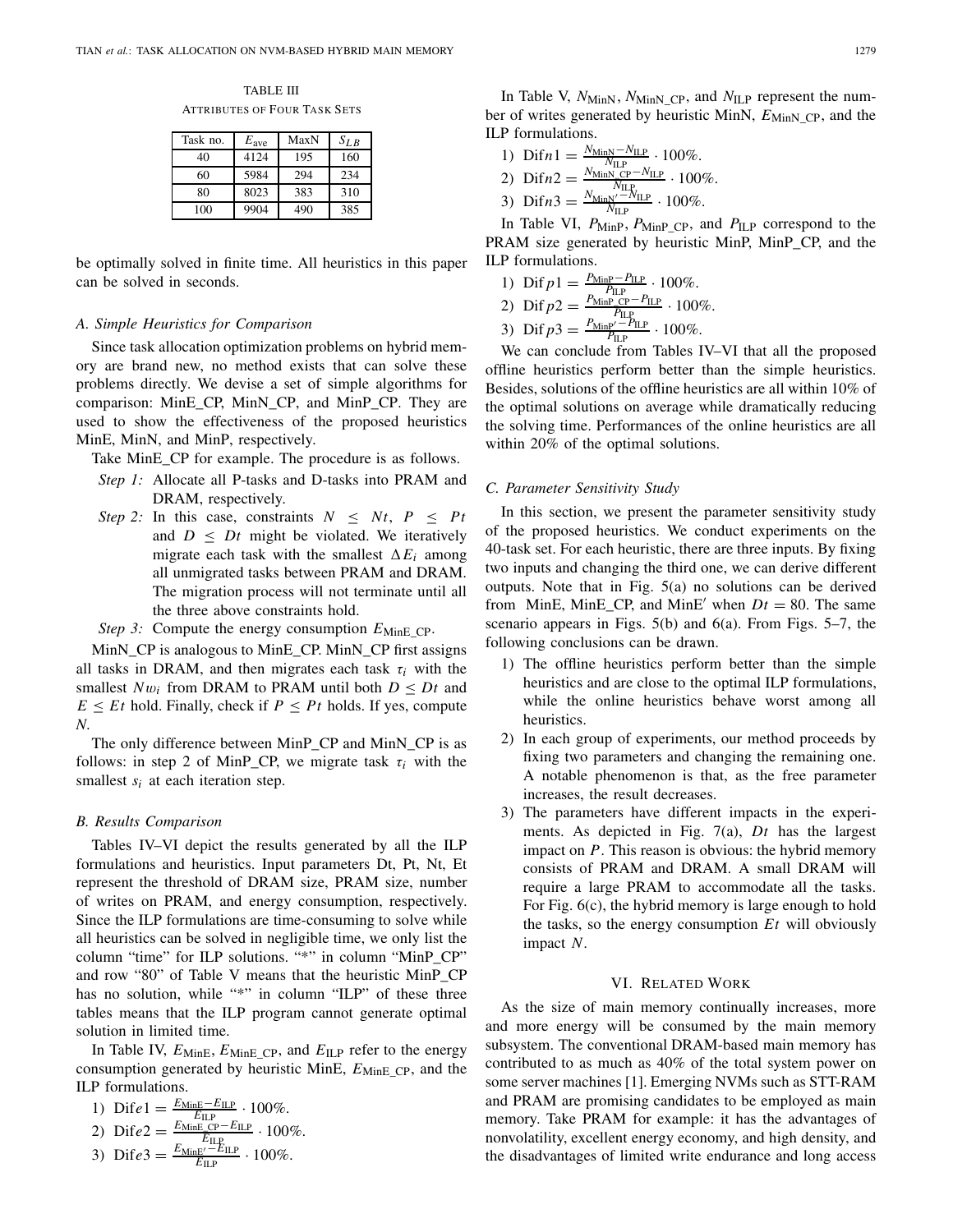TABLE III

ATTRIBUTES OF FOUR TASK SETS

| Task no. | $E_{\text{ave}}$ | MaxN | $S_{LB}$ |
|---|---|---|---|
| 40 | 4124 | 195 | 160 |
| 60 | 5984 | 294 | 234 |
| 80 | 8023 | 383 | 310 |
| 100 | 9904 | 490 | 385 |

be optimally solved in finite time. All heuristics in this paper can be solved in seconds.

### A. Simple Heuristics for Comparison

Since task allocation optimization problems on hybrid memory are brand new, no method exists that can solve these problems directly. We devise a set of simple algorithms for comparison: MinE_CP, MinN_CP, and MinP_CP. They are used to show the effectiveness of the proposed heuristics MinE, MinN, and MinP, respectively.

Take MinE_CP for example. The procedure is as follows.

*Step 1:* Allocate all P-tasks and D-tasks into PRAM and DRAM, respectively.

*Step 2:* In this case, constraints $N \leq Nt$, $P \leq Pt$ and $D \leq Dt$ might be violated. We iteratively migrate each task with the smallest $\Delta E_i$ among all unmigrated tasks between PRAM and DRAM. The migration process will not terminate until all the three above constraints hold.

*Step 3:* Compute the energy consumption $E_{\text{MinE\_CP}}$.

MinN_CP is analogous to MinE_CP. MinN_CP first assigns all tasks in DRAM, and then migrates each task $\tau_i$ with the smallest $Nw_i$ from DRAM to PRAM until both $D \leq Dt$ and $E \leq Et$ hold. Finally, check if $P \leq Pt$ holds. If yes, compute $N$.

The only difference between MinP_CP and MinN_CP is as follows: in step 2 of MinP_CP, we migrate task $\tau_i$ with the smallest $s_i$ at each iteration step.

### B. Results Comparison

Tables IV–VI depict the results generated by all the ILP formulations and heuristics. Input parameters Dt, Pt, Nt, Et represent the threshold of DRAM size, PRAM size, number of writes on PRAM, and energy consumption, respectively. Since the ILP formulations are time-consuming to solve while all heuristics can be solved in negligible time, we only list the column "time" for ILP solutions. "*" in column "MinP_CP" and row "80" of Table V means that the heuristic MinP_CP has no solution, while "*" in column "ILP" of these three tables means that the ILP program cannot generate optimal solution in limited time.

In Table IV, $E_{\text{MinE}}$, $E_{\text{MinE\_CP}}$, and $E_{\text{ILP}}$ refer to the energy consumption generated by heuristic MinE, $E_{\text{MinE\_CP}}$, and the ILP formulations.

1) $\text{Dif}e1 = \frac{E_{\text{MinE}} - E_{\text{ILP}}}{E_{\text{ILP}}} \cdot 100\%$.
2) $\text{Dif}e2 = \frac{E_{\text{MinE\_CP}} - E_{\text{ILP}}}{E_{\text{ILP}}} \cdot 100\%$.
3) $\text{Dif}e3 = \frac{E_{\text{MinE}'} - E_{\text{ILP}}}{E_{\text{ILP}}} \cdot 100\%$.

In Table V, $N_{\text{MinN}}$, $N_{\text{MinN\_CP}}$, and $N_{\text{ILP}}$ represent the number of writes generated by heuristic MinN, $E_{\text{MinN\_CP}}$, and the ILP formulations.

1) $\text{Dif}n1 = \frac{N_{\text{MinN}} - N_{\text{ILP}}}{N_{\text{ILP}}} \cdot 100\%$.
2) $\text{Dif}n2 = \frac{N_{\text{MinN\_CP}} - N_{\text{ILP}}}{N_{\text{ILP}}} \cdot 100\%$.
3) $\text{Dif}n3 = \frac{N_{\text{MinN}'} - N_{\text{ILP}}}{N_{\text{ILP}}} \cdot 100\%$.

In Table VI, $P_{\text{MinP}}$, $P_{\text{MinP\_CP}}$, and $P_{\text{ILP}}$ correspond to the PRAM size generated by heuristic MinP, MinP_CP, and the ILP formulations.

1) $\text{Dif}\,p1 = \frac{P_{\text{MinP}} - P_{\text{ILP}}}{P_{\text{ILP}}} \cdot 100\%$.
2) $\text{Dif}\,p2 = \frac{P_{\text{MinP\_CP}} - P_{\text{ILP}}}{P_{\text{ILP}}} \cdot 100\%$.
3) $\text{Dif}\,p3 = \frac{P_{\text{MinP}'} - P_{\text{ILP}}}{P_{\text{ILP}}} \cdot 100\%$.

We can conclude from Tables IV–VI that all the proposed offline heuristics perform better than the simple heuristics. Besides, solutions of the offline heuristics are all within 10% of the optimal solutions on average while dramatically reducing the solving time. Performances of the online heuristics are all within 20% of the optimal solutions.

### C. Parameter Sensitivity Study

In this section, we present the parameter sensitivity study of the proposed heuristics. We conduct experiments on the 40-task set. For each heuristic, there are three inputs. By fixing two inputs and changing the third one, we can derive different outputs. Note that in Fig. 5(a) no solutions can be derived from MinE, MinE_CP, and MinE$'$ when $Dt = 80$. The same scenario appears in Figs. 5(b) and 6(a). From Figs. 5–7, the following conclusions can be drawn.

1) The offline heuristics perform better than the simple heuristics and are close to the optimal ILP formulations, while the online heuristics behave worst among all heuristics.
2) In each group of experiments, our method proceeds by fixing two parameters and changing the remaining one. A notable phenomenon is that, as the free parameter increases, the result decreases.
3) The parameters have different impacts in the experiments. As depicted in Fig. 7(a), $Dt$ has the largest impact on $P$. This reason is obvious: the hybrid memory consists of PRAM and DRAM. A small DRAM will require a large PRAM to accommodate all the tasks. For Fig. 6(c), the hybrid memory is large enough to hold the tasks, so the energy consumption $Et$ will obviously impact $N$.

## VI. RELATED WORK

As the size of main memory continually increases, more and more energy will be consumed by the main memory subsystem. The conventional DRAM-based main memory has contributed to as much as 40% of the total system power on some server machines [1]. Emerging NVMs such as STT-RAM and PRAM are promising candidates to be employed as main memory. Take PRAM for example: it has the advantages of nonvolatility, excellent energy economy, and high density, and the disadvantages of limited write endurance and long access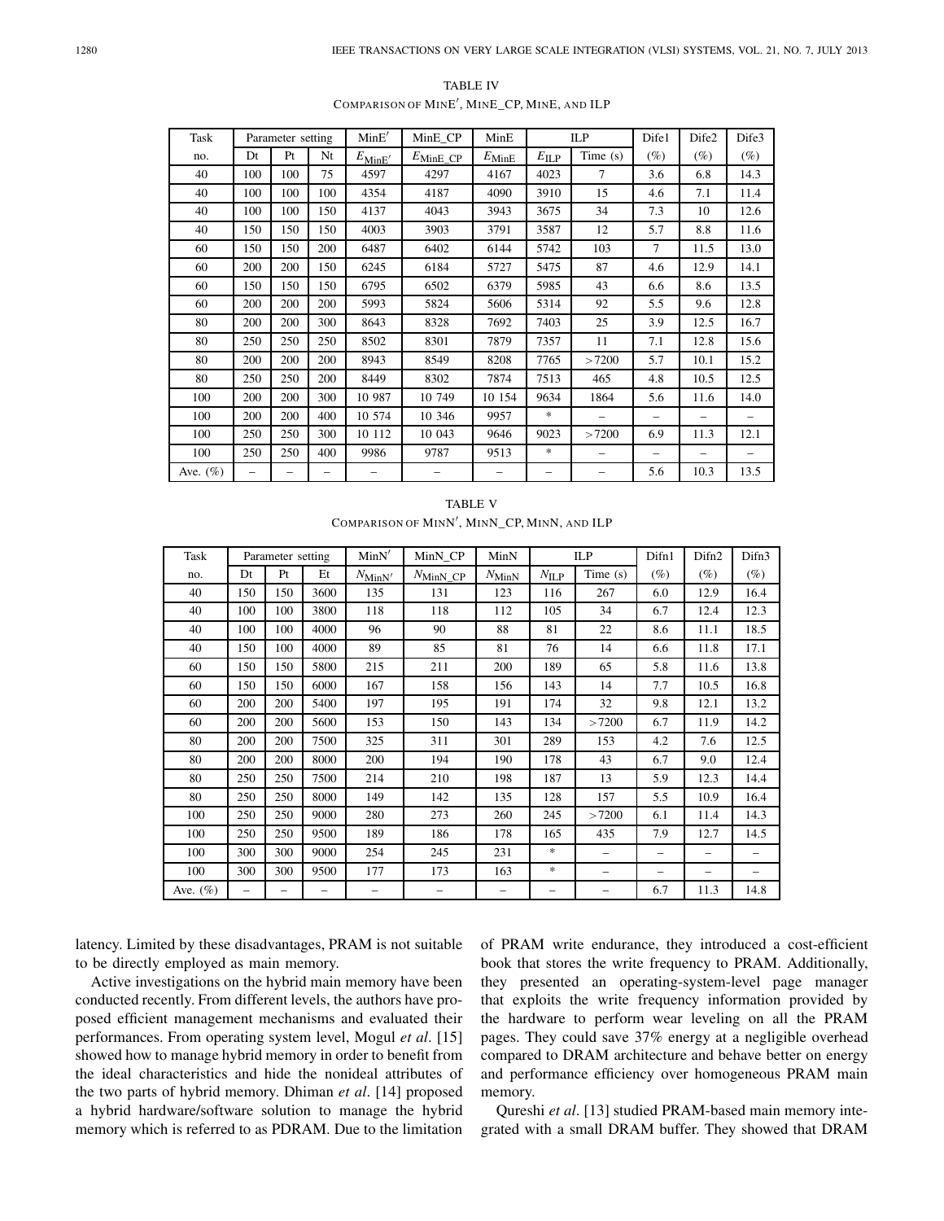TABLE IV

COMPARISON OF MINE′, MINE_CP, MINE, AND ILP

| Task | Parameter setting | | | MinE′ | MinE_CP | MinE | ILP | | Dife1 | Dife2 | Dife3 |
|---|---|---|---|---|---|---|---|---|---|---|---|
| no. | Dt | Pt | Nt | $E_{\text{MinE}'}$ | $E_{\text{MinE\_CP}}$ | $E_{\text{MinE}}$ | $E_{\text{ILP}}$ | Time (s) | (%) | (%) | (%) |
| 40 | 100 | 100 | 75 | 4597 | 4297 | 4167 | 4023 | 7 | 3.6 | 6.8 | 14.3 |
| 40 | 100 | 100 | 100 | 4354 | 4187 | 4090 | 3910 | 15 | 4.6 | 7.1 | 11.4 |
| 40 | 100 | 100 | 150 | 4137 | 4043 | 3943 | 3675 | 34 | 7.3 | 10 | 12.6 |
| 40 | 150 | 150 | 150 | 4003 | 3903 | 3791 | 3587 | 12 | 5.7 | 8.8 | 11.6 |
| 60 | 150 | 150 | 200 | 6487 | 6402 | 6144 | 5742 | 103 | 7 | 11.5 | 13.0 |
| 60 | 200 | 200 | 150 | 6245 | 6184 | 5727 | 5475 | 87 | 4.6 | 12.9 | 14.1 |
| 60 | 150 | 150 | 150 | 6795 | 6502 | 6379 | 5985 | 43 | 6.6 | 8.6 | 13.5 |
| 60 | 200 | 200 | 200 | 5993 | 5824 | 5606 | 5314 | 92 | 5.5 | 9.6 | 12.8 |
| 80 | 200 | 200 | 300 | 8643 | 8328 | 7692 | 7403 | 25 | 3.9 | 12.5 | 16.7 |
| 80 | 250 | 250 | 250 | 8502 | 8301 | 7879 | 7357 | 11 | 7.1 | 12.8 | 15.6 |
| 80 | 200 | 200 | 200 | 8943 | 8549 | 8208 | 7765 | >7200 | 5.7 | 10.1 | 15.2 |
| 80 | 250 | 250 | 200 | 8449 | 8302 | 7874 | 7513 | 465 | 4.8 | 10.5 | 12.5 |
| 100 | 200 | 200 | 300 | 10 987 | 10 749 | 10 154 | 9634 | 1864 | 5.6 | 11.6 | 14.0 |
| 100 | 200 | 200 | 400 | 10 574 | 10 346 | 9957 | * | – | – | – | – |
| 100 | 250 | 250 | 300 | 10 112 | 10 043 | 9646 | 9023 | >7200 | 6.9 | 11.3 | 12.1 |
| 100 | 250 | 250 | 400 | 9986 | 9787 | 9513 | * | – | – | – | – |
| Ave. (%) | – | – | – | – | – | – | – | – | 5.6 | 10.3 | 13.5 |

TABLE V

COMPARISON OF MINN′, MINN_CP, MINN, AND ILP

| Task | Parameter setting | | | MinN′ | MinN_CP | MinN | ILP | | Difn1 | Difn2 | Difn3 |
|---|---|---|---|---|---|---|---|---|---|---|---|
| no. | Dt | Pt | Et | $N_{\text{MinN}'}$ | $N_{\text{MinN\_CP}}$ | $N_{\text{MinN}}$ | $N_{\text{ILP}}$ | Time (s) | (%) | (%) | (%) |
| 40 | 150 | 150 | 3600 | 135 | 131 | 123 | 116 | 267 | 6.0 | 12.9 | 16.4 |
| 40 | 100 | 100 | 3800 | 118 | 118 | 112 | 105 | 34 | 6.7 | 12.4 | 12.3 |
| 40 | 100 | 100 | 4000 | 96 | 90 | 88 | 81 | 22 | 8.6 | 11.1 | 18.5 |
| 40 | 150 | 100 | 4000 | 89 | 85 | 81 | 76 | 14 | 6.6 | 11.8 | 17.1 |
| 60 | 150 | 150 | 5800 | 215 | 211 | 200 | 189 | 65 | 5.8 | 11.6 | 13.8 |
| 60 | 150 | 150 | 6000 | 167 | 158 | 156 | 143 | 14 | 7.7 | 10.5 | 16.8 |
| 60 | 200 | 200 | 5400 | 197 | 195 | 191 | 174 | 32 | 9.8 | 12.1 | 13.2 |
| 60 | 200 | 200 | 5600 | 153 | 150 | 143 | 134 | >7200 | 6.7 | 11.9 | 14.2 |
| 80 | 200 | 200 | 7500 | 325 | 311 | 301 | 289 | 153 | 4.2 | 7.6 | 12.5 |
| 80 | 200 | 200 | 8000 | 200 | 194 | 190 | 178 | 43 | 6.7 | 9.0 | 12.4 |
| 80 | 250 | 250 | 7500 | 214 | 210 | 198 | 187 | 13 | 5.9 | 12.3 | 14.4 |
| 80 | 250 | 250 | 8000 | 149 | 142 | 135 | 128 | 157 | 5.5 | 10.9 | 16.4 |
| 100 | 250 | 250 | 9000 | 280 | 273 | 260 | 245 | >7200 | 6.1 | 11.4 | 14.3 |
| 100 | 250 | 250 | 9500 | 189 | 186 | 178 | 165 | 435 | 7.9 | 12.7 | 14.5 |
| 100 | 300 | 300 | 9000 | 254 | 245 | 231 | * | – | – | – | – |
| 100 | 300 | 300 | 9500 | 177 | 173 | 163 | * | – | – | – | – |
| Ave. (%) | – | – | – | – | – | – | – | – | 6.7 | 11.3 | 14.8 |

latency. Limited by these disadvantages, PRAM is not suitable to be directly employed as main memory.

Active investigations on the hybrid main memory have been conducted recently. From different levels, the authors have proposed efficient management mechanisms and evaluated their performances. From operating system level, Mogul *et al*. [15] showed how to manage hybrid memory in order to benefit from the ideal characteristics and hide the nonideal attributes of the two parts of hybrid memory. Dhiman *et al*. [14] proposed a hybrid hardware/software solution to manage the hybrid memory which is referred to as PDRAM. Due to the limitation of PRAM write endurance, they introduced a cost-efficient book that stores the write frequency to PRAM. Additionally, they presented an operating-system-level page manager that exploits the write frequency information provided by the hardware to perform wear leveling on all the PRAM pages. They could save 37% energy at a negligible overhead compared to DRAM architecture and behave better on energy and performance efficiency over homogeneous PRAM main memory.

Qureshi *et al*. [13] studied PRAM-based main memory integrated with a small DRAM buffer. They showed that DRAM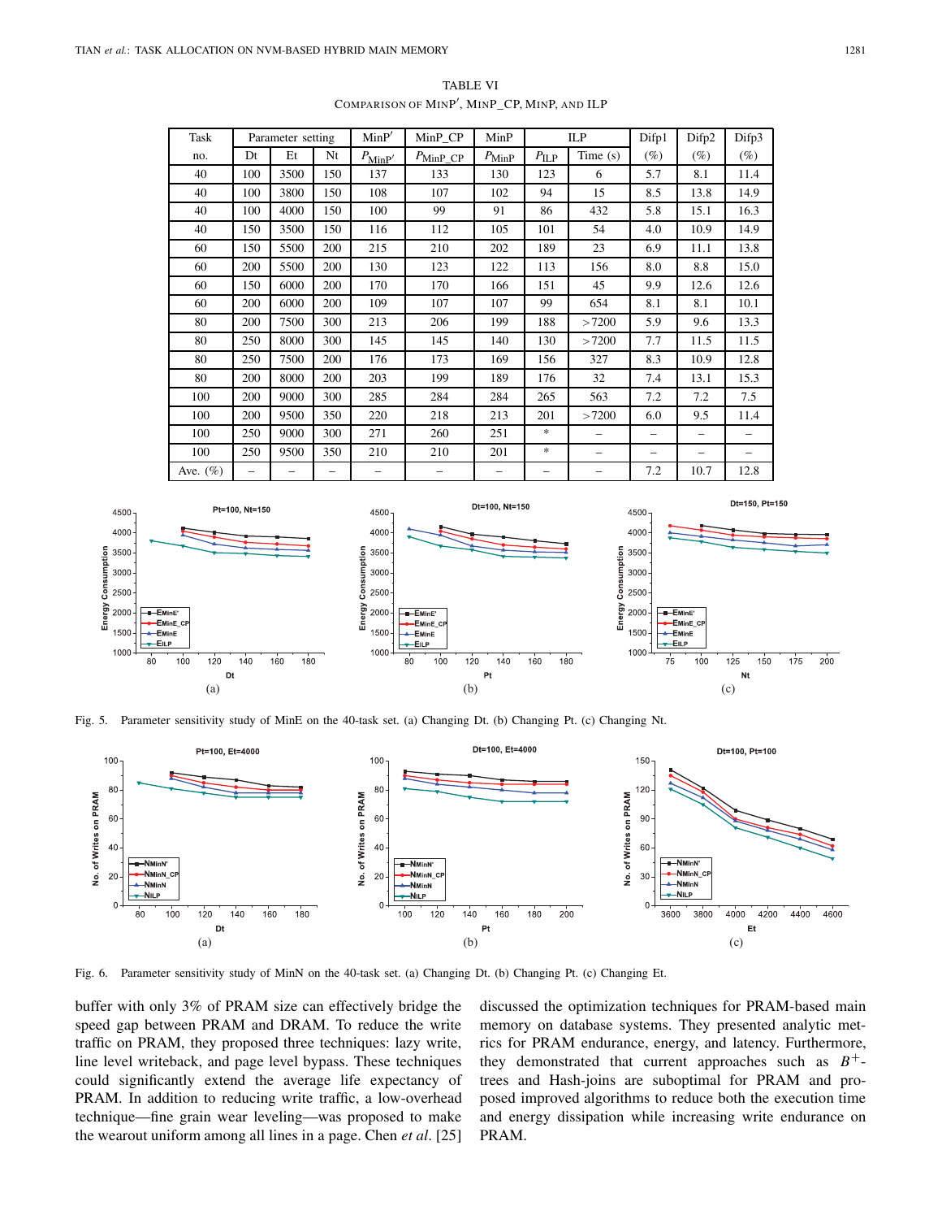TABLE VI
COMPARISON OF MINP′, MINP_CP, MINP, AND ILP

| Task | Parameter setting | | | MinP′ | MinP_CP | MinP | ILP | | Difp1 | Difp2 | Difp3 |
|---|---|---|---|---|---|---|---|---|---|---|---|
| no. | Dt | Et | Nt | $P_{MinP'}$ | $P_{MinP\_CP}$ | $P_{MinP}$ | $P_{ILP}$ | Time (s) | (%) | (%) | (%) |
| 40 | 100 | 3500 | 150 | 137 | 133 | 130 | 123 | 6 | 5.7 | 8.1 | 11.4 |
| 40 | 100 | 3800 | 150 | 108 | 107 | 102 | 94 | 15 | 8.5 | 13.8 | 14.9 |
| 40 | 100 | 4000 | 150 | 100 | 99 | 91 | 86 | 432 | 5.8 | 15.1 | 16.3 |
| 40 | 150 | 3500 | 150 | 116 | 112 | 105 | 101 | 54 | 4.0 | 10.9 | 14.9 |
| 60 | 150 | 5500 | 200 | 215 | 210 | 202 | 189 | 23 | 6.9 | 11.1 | 13.8 |
| 60 | 200 | 5500 | 200 | 130 | 123 | 122 | 113 | 156 | 8.0 | 8.8 | 15.0 |
| 60 | 150 | 6000 | 200 | 170 | 170 | 166 | 151 | 45 | 9.9 | 12.6 | 12.6 |
| 60 | 200 | 6000 | 200 | 109 | 107 | 107 | 99 | 654 | 8.1 | 8.1 | 10.1 |
| 80 | 200 | 7500 | 300 | 213 | 206 | 199 | 188 | >7200 | 5.9 | 9.6 | 13.3 |
| 80 | 250 | 8000 | 300 | 145 | 145 | 140 | 130 | >7200 | 7.7 | 11.5 | 11.5 |
| 80 | 250 | 7500 | 200 | 176 | 173 | 169 | 156 | 327 | 8.3 | 10.9 | 12.8 |
| 80 | 200 | 8000 | 200 | 203 | 199 | 189 | 176 | 32 | 7.4 | 13.1 | 15.3 |
| 100 | 200 | 9000 | 300 | 285 | 284 | 284 | 265 | 563 | 7.2 | 7.2 | 7.5 |
| 100 | 200 | 9500 | 350 | 220 | 218 | 213 | 201 | >7200 | 6.0 | 9.5 | 11.4 |
| 100 | 250 | 9000 | 300 | 271 | 260 | 251 | * | – | – | – | – |
| 100 | 250 | 9500 | 350 | 210 | 210 | 201 | * | – | – | – | – |
| Ave. (%) | – | – | – | – | – | – | – | – | 7.2 | 10.7 | 12.8 |

Fig. 5. Parameter sensitivity study of MinE on the 40-task set. (a) Changing Dt. (b) Changing Pt. (c) Changing Nt.

Fig. 6. Parameter sensitivity study of MinN on the 40-task set. (a) Changing Dt. (b) Changing Pt. (c) Changing Et.

buffer with only 3% of PRAM size can effectively bridge the speed gap between PRAM and DRAM. To reduce the write traffic on PRAM, they proposed three techniques: lazy write, line level writeback, and page level bypass. These techniques could significantly extend the average life expectancy of PRAM. In addition to reducing write traffic, a low-overhead technique—fine grain wear leveling—was proposed to make the wearout uniform among all lines in a page. Chen *et al.* [25] discussed the optimization techniques for PRAM-based main memory on database systems. They presented analytic metrics for PRAM endurance, energy, and latency. Furthermore, they demonstrated that current approaches such as $B^+$-trees and Hash-joins are suboptimal for PRAM and proposed improved algorithms to reduce both the execution time and energy dissipation while increasing write endurance on PRAM.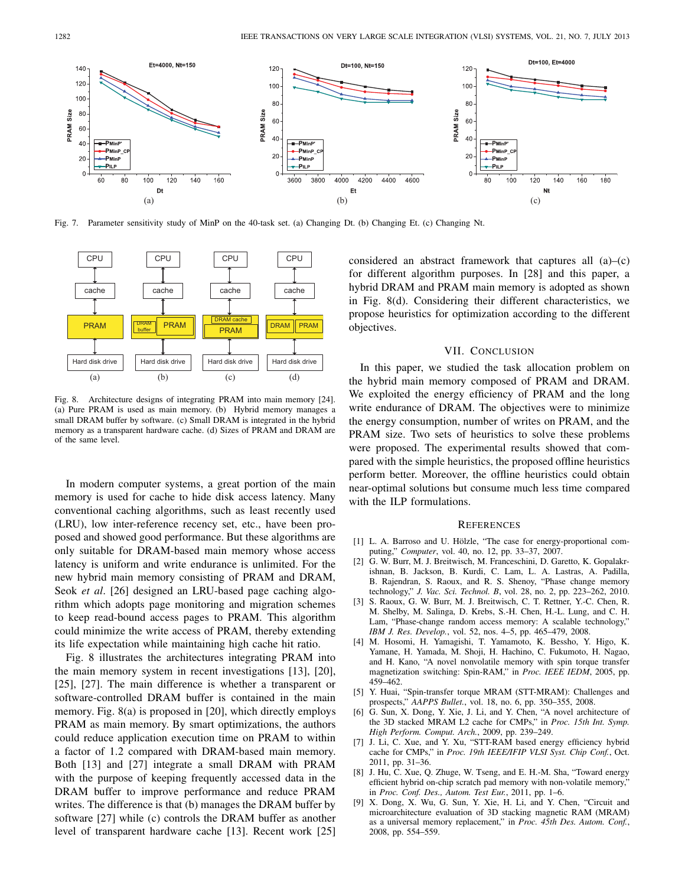Fig. 7. Parameter sensitivity study of MinP on the 40-task set. (a) Changing Dt. (b) Changing Et. (c) Changing Nt.

Fig. 8. Architecture designs of integrating PRAM into main memory [24]. (a) Pure PRAM is used as main memory. (b) Hybrid memory manages a small DRAM buffer by software. (c) Small DRAM is integrated in the hybrid memory as a transparent hardware cache. (d) Sizes of PRAM and DRAM are of the same level.

In modern computer systems, a great portion of the main memory is used for cache to hide disk access latency. Many conventional caching algorithms, such as least recently used (LRU), low inter-reference recency set, etc., have been proposed and showed good performance. But these algorithms are only suitable for DRAM-based main memory whose access latency is uniform and write endurance is unlimited. For the new hybrid main memory consisting of PRAM and DRAM, Seok *et al*. [26] designed an LRU-based page caching algorithm which adopts page monitoring and migration schemes to keep read-bound access pages to PRAM. This algorithm could minimize the write access of PRAM, thereby extending its life expectation while maintaining high cache hit ratio.

Fig. 8 illustrates the architectures integrating PRAM into the main memory system in recent investigations [13], [20], [25], [27]. The main difference is whether a transparent or software-controlled DRAM buffer is contained in the main memory. Fig. 8(a) is proposed in [20], which directly employs PRAM as main memory. By smart optimizations, the authors could reduce application execution time on PRAM to within a factor of 1.2 compared with DRAM-based main memory. Both [13] and [27] integrate a small DRAM with PRAM with the purpose of keeping frequently accessed data in the DRAM buffer to improve performance and reduce PRAM writes. The difference is that (b) manages the DRAM buffer by software [27] while (c) controls the DRAM buffer as another level of transparent hardware cache [13]. Recent work [25] considered an abstract framework that captures all (a)–(c) for different algorithm purposes. In [28] and this paper, a hybrid DRAM and PRAM main memory is adopted as shown in Fig. 8(d). Considering their different characteristics, we propose heuristics for optimization according to the different objectives.

## VII. Conclusion

In this paper, we studied the task allocation problem on the hybrid main memory composed of PRAM and DRAM. We exploited the energy efficiency of PRAM and the long write endurance of DRAM. The objectives were to minimize the energy consumption, number of writes on PRAM, and the PRAM size. Two sets of heuristics to solve these problems were proposed. The experimental results showed that compared with the simple heuristics, the proposed offline heuristics perform better. Moreover, the offline heuristics could obtain near-optimal solutions but consume much less time compared with the ILP formulations.

## References

[1] L. A. Barroso and U. Hölzle, "The case for energy-proportional computing," *Computer*, vol. 40, no. 12, pp. 33–37, 2007.

[2] G. W. Burr, M. J. Breitwisch, M. Franceschini, D. Garetto, K. Gopalakrishnan, B. Jackson, B. Kurdi, C. Lam, L. A. Lastras, A. Padilla, B. Rajendran, S. Raoux, and R. S. Shenoy, "Phase change memory technology," *J. Vac. Sci. Technol. B*, vol. 28, no. 2, pp. 223–262, 2010.

[3] S. Raoux, G. W. Burr, M. J. Breitwisch, C. T. Rettner, Y.-C. Chen, R. M. Shelby, M. Salinga, D. Krebs, S.-H. Chen, H.-L. Lung, and C. H. Lam, "Phase-change random access memory: A scalable technology," *IBM J. Res. Develop.*, vol. 52, nos. 4–5, pp. 465–479, 2008.

[4] M. Hosomi, H. Yamagishi, T. Yamamoto, K. Bessho, Y. Higo, K. Yamane, H. Yamada, M. Shoji, H. Hachino, C. Fukumoto, H. Nagao, and H. Kano, "A novel nonvolatile memory with spin torque transfer magnetization switching: Spin-RAM," in *Proc. IEEE IEDM*, 2005, pp. 459–462.

[5] Y. Huai, "Spin-transfer torque MRAM (STT-MRAM): Challenges and prospects," *AAPPS Bullet.*, vol. 18, no. 6, pp. 350–355, 2008.

[6] G. Sun, X. Dong, Y. Xie, J. Li, and Y. Chen, "A novel architecture of the 3D stacked MRAM L2 cache for CMPs," in *Proc. 15th Int. Symp. High Perform. Comput. Arch.*, 2009, pp. 239–249.

[7] J. Li, C. Xue, and Y. Xu, "STT-RAM based energy efficiency hybrid cache for CMPs," in *Proc. 19th IEEE/IFIP VLSI Syst. Chip Conf.*, Oct. 2011, pp. 31–36.

[8] J. Hu, C. Xue, Q. Zhuge, W. Tseng, and E. H.-M. Sha, "Toward energy efficient hybrid on-chip scratch pad memory with non-volatile memory," in *Proc. Conf. Des., Autom. Test Eur.*, 2011, pp. 1–6.

[9] X. Dong, X. Wu, G. Sun, Y. Xie, H. Li, and Y. Chen, "Circuit and microarchitecture evaluation of 3D stacking magnetic RAM (MRAM) as a universal memory replacement," in *Proc. 45th Des. Autom. Conf.*, 2008, pp. 554–559.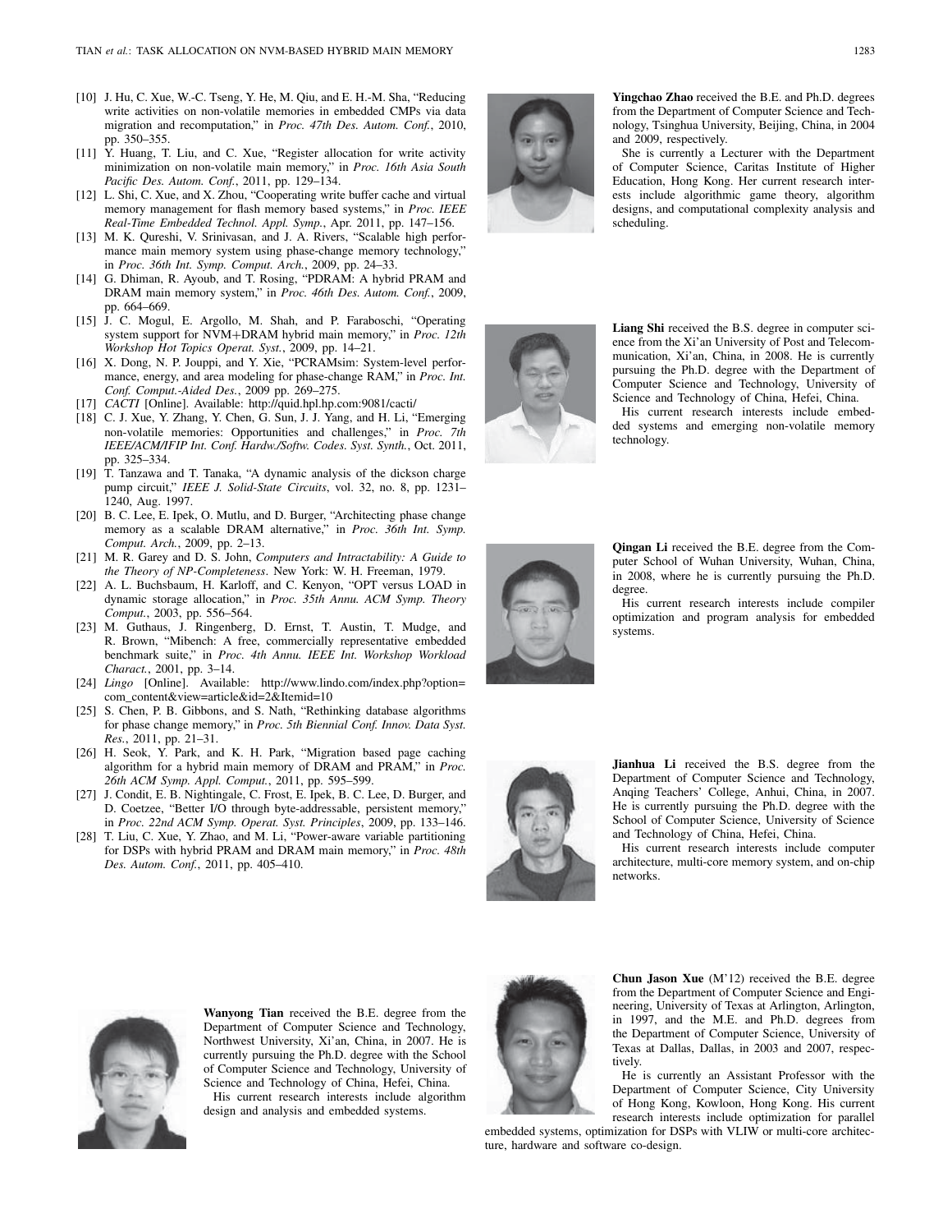[10] J. Hu, C. Xue, W.-C. Tseng, Y. He, M. Qiu, and E. H.-M. Sha, "Reducing write activities on non-volatile memories in embedded CMPs via data migration and recomputation," in *Proc. 47th Des. Autom. Conf.*, 2010, pp. 350–355.

[11] Y. Huang, T. Liu, and C. Xue, "Register allocation for write activity minimization on non-volatile main memory," in *Proc. 16th Asia South Pacific Des. Autom. Conf.*, 2011, pp. 129–134.

[12] L. Shi, C. Xue, and X. Zhou, "Cooperating write buffer cache and virtual memory management for flash memory based systems," in *Proc. IEEE Real-Time Embedded Technol. Appl. Symp.*, Apr. 2011, pp. 147–156.

[13] M. K. Qureshi, V. Srinivasan, and J. A. Rivers, "Scalable high performance main memory system using phase-change memory technology," in *Proc. 36th Int. Symp. Comput. Arch.*, 2009, pp. 24–33.

[14] G. Dhiman, R. Ayoub, and T. Rosing, "PDRAM: A hybrid PRAM and DRAM main memory system," in *Proc. 46th Des. Autom. Conf.*, 2009, pp. 664–669.

[15] J. C. Mogul, E. Argollo, M. Shah, and P. Faraboschi, "Operating system support for NVM+DRAM hybrid main memory," in *Proc. 12th Workshop Hot Topics Operat. Syst.*, 2009, pp. 14–21.

[16] X. Dong, N. P. Jouppi, and Y. Xie, "PCRAMsim: System-level performance, energy, and area modeling for phase-change RAM," in *Proc. Int. Conf. Comput.-Aided Des.*, 2009 pp. 269–275.

[17] *CACTI* [Online]. Available: http://quid.hpl.hp.com:9081/cacti/

[18] C. J. Xue, Y. Zhang, Y. Chen, G. Sun, J. J. Yang, and H. Li, "Emerging non-volatile memories: Opportunities and challenges," in *Proc. 7th IEEE/ACM/IFIP Int. Conf. Hardw./Softw. Codes. Syst. Synth.*, Oct. 2011, pp. 325–334.

[19] T. Tanzawa and T. Tanaka, "A dynamic analysis of the dickson charge pump circuit," *IEEE J. Solid-State Circuits*, vol. 32, no. 8, pp. 1231–1240, Aug. 1997.

[20] B. C. Lee, E. Ipek, O. Mutlu, and D. Burger, "Architecting phase change memory as a scalable DRAM alternative," in *Proc. 36th Int. Symp. Comput. Arch.*, 2009, pp. 2–13.

[21] M. R. Garey and D. S. John, *Computers and Intractability: A Guide to the Theory of NP-Completeness*. New York: W. H. Freeman, 1979.

[22] A. L. Buchsbaum, H. Karloff, and C. Kenyon, "OPT versus LOAD in dynamic storage allocation," in *Proc. 35th Annu. ACM Symp. Theory Comput.*, 2003, pp. 556–564.

[23] M. Guthaus, J. Ringenberg, D. Ernst, T. Austin, T. Mudge, and R. Brown, "Mibench: A free, commercially representative embedded benchmark suite," in *Proc. 4th Annu. IEEE Int. Workshop Workload Charact.*, 2001, pp. 3–14.

[24] *Lingo* [Online]. Available: http://www.lindo.com/index.php?option=com_content&view=article&id=2&Itemid=10

[25] S. Chen, P. B. Gibbons, and S. Nath, "Rethinking database algorithms for phase change memory," in *Proc. 5th Biennial Conf. Innov. Data Syst. Res.*, 2011, pp. 21–31.

[26] H. Seok, Y. Park, and K. H. Park, "Migration based page caching algorithm for a hybrid main memory of DRAM and PRAM," in *Proc. 26th ACM Symp. Appl. Comput.*, 2011, pp. 595–599.

[27] J. Condit, E. B. Nightingale, C. Frost, E. Ipek, B. C. Lee, D. Burger, and D. Coetzee, "Better I/O through byte-addressable, persistent memory," in *Proc. 22nd ACM Symp. Operat. Syst. Principles*, 2009, pp. 133–146.

[28] T. Liu, C. Xue, Y. Zhao, and M. Li, "Power-aware variable partitioning for DSPs with hybrid PRAM and DRAM main memory," in *Proc. 48th Des. Autom. Conf.*, 2011, pp. 405–410.

**Wanyong Tian** received the B.E. degree from the Department of Computer Science and Technology, Northwest University, Xi'an, China, in 2007. He is currently pursuing the Ph.D. degree with the School of Computer Science and Technology, University of Science and Technology of China, Hefei, China.

His current research interests include algorithm design and analysis and embedded systems.

**Yingchao Zhao** received the B.E. and Ph.D. degrees from the Department of Computer Science and Technology, Tsinghua University, Beijing, China, in 2004 and 2009, respectively.

She is currently a Lecturer with the Department of Computer Science, Caritas Institute of Higher Education, Hong Kong. Her current research interests include algorithmic game theory, algorithm designs, and computational complexity analysis and scheduling.

**Liang Shi** received the B.S. degree in computer science from the Xi'an University of Post and Telecommunication, Xi'an, China, in 2008. He is currently pursuing the Ph.D. degree with the Department of Computer Science and Technology, University of Science and Technology of China, Hefei, China.

His current research interests include embedded systems and emerging non-volatile memory technology.

**Qingan Li** received the B.E. degree from the Computer School of Wuhan University, Wuhan, China, in 2008, where he is currently pursuing the Ph.D. degree.

His current research interests include compiler optimization and program analysis for embedded systems.

**Jianhua Li** received the B.S. degree from the Department of Computer Science and Technology, Anqing Teachers' College, Anhui, China, in 2007. He is currently pursuing the Ph.D. degree with the School of Computer Science, University of Science and Technology of China, Hefei, China.

His current research interests include computer architecture, multi-core memory system, and on-chip networks.

**Chun Jason Xue** (M'12) received the B.E. degree from the Department of Computer Science and Engineering, University of Texas at Arlington, Arlington, in 1997, and the M.E. and Ph.D. degrees from the Department of Computer Science, University of Texas at Dallas, Dallas, in 2003 and 2007, respectively.

He is currently an Assistant Professor with the Department of Computer Science, City University of Hong Kong, Kowloon, Hong Kong. His current research interests include optimization for parallel embedded systems, optimization for DSPs with VLIW or multi-core architecture, hardware and software co-design.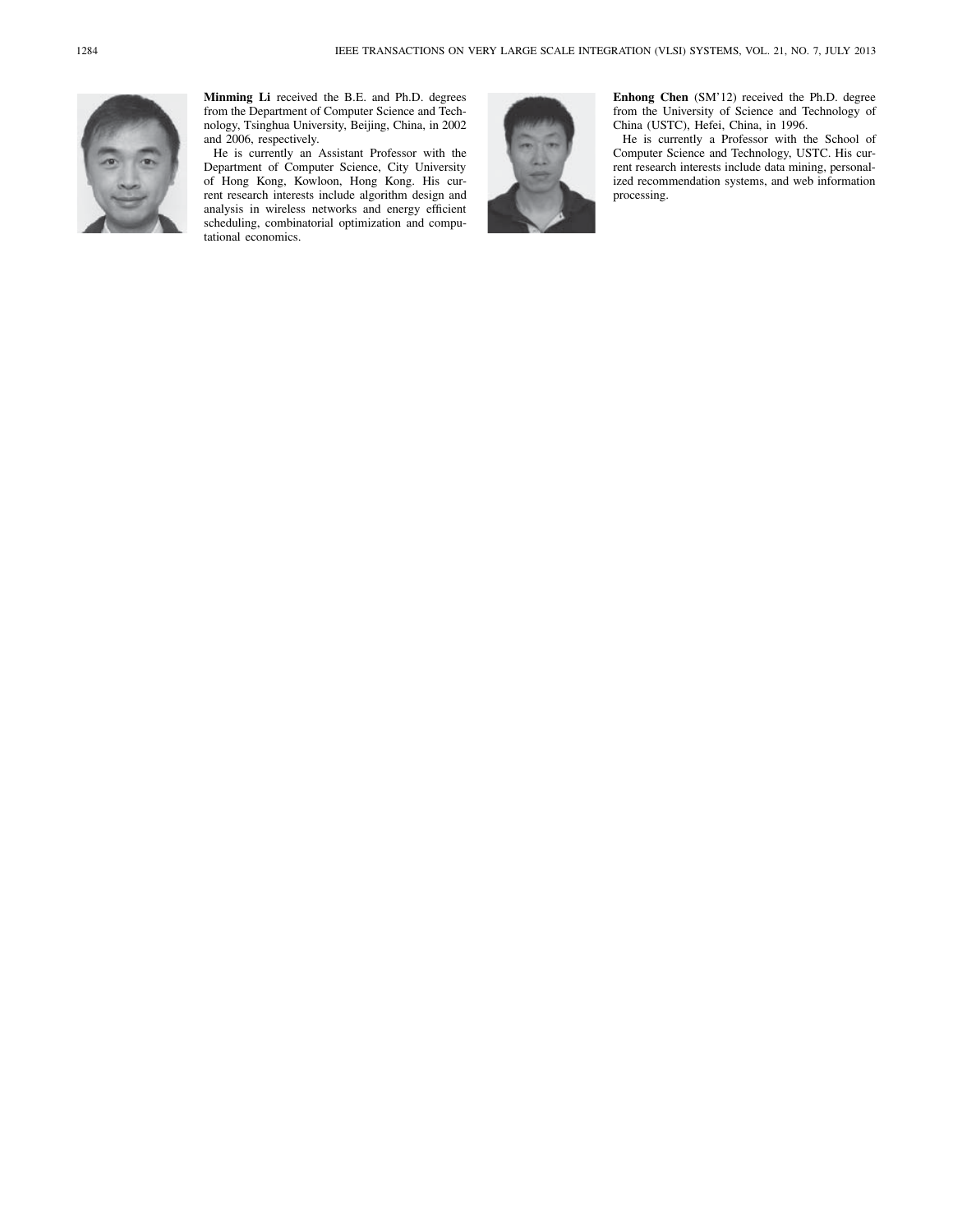**Minming Li** received the B.E. and Ph.D. degrees from the Department of Computer Science and Technology, Tsinghua University, Beijing, China, in 2002 and 2006, respectively.

He is currently an Assistant Professor with the Department of Computer Science, City University of Hong Kong, Kowloon, Hong Kong. His current research interests include algorithm design and analysis in wireless networks and energy efficient scheduling, combinatorial optimization and computational economics.

**Enhong Chen** (SM'12) received the Ph.D. degree from the University of Science and Technology of China (USTC), Hefei, China, in 1996.

He is currently a Professor with the School of Computer Science and Technology, USTC. His current research interests include data mining, personalized recommendation systems, and web information processing.